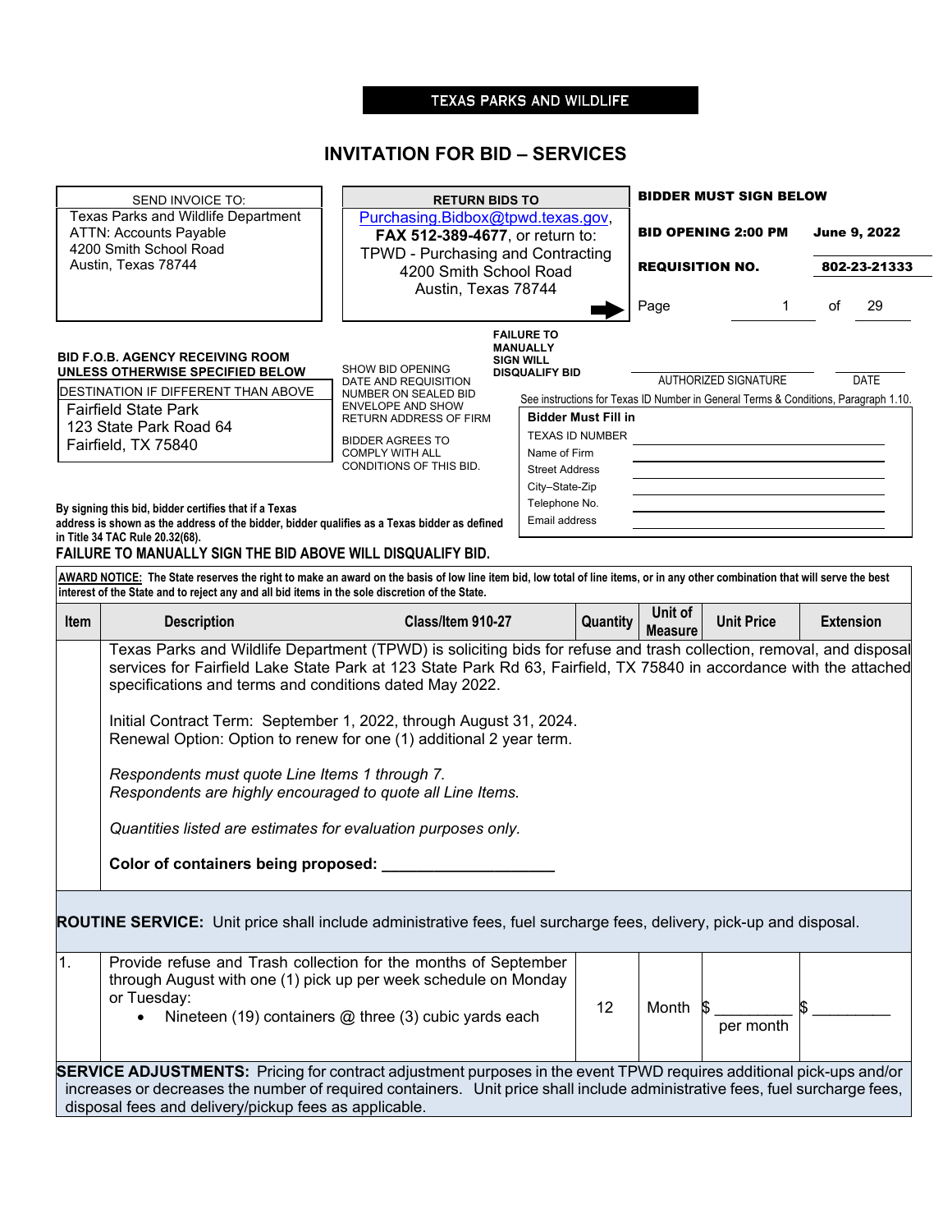TEXAS PARKS AND WILDLIFE

# INVITATION FOR BID – SERVICES

| SEND INVOICE TO: | RETURN BIDS TO | BIDDER MUST SIGN BELOW |
|---|---|---|
| Texas Parks and Wildlife Department<br>ATTN: Accounts Payable<br>4200 Smith School Road<br>Austin, Texas 78744 | Purchasing.Bidbox@tpwd.texas.gov, **FAX 512-389-4677**, or return to:<br>TPWD - Purchasing and Contracting<br>4200 Smith School Road<br>Austin, Texas 78744 | **BID OPENING 2:00 PM** **June 9, 2022**<br>**REQUISITION NO.** 802-23-21333 |

**BID F.O.B. AGENCY RECEIVING ROOM UNLESS OTHERWISE SPECIFIED BELOW**

DESTINATION IF DIFFERENT THAN ABOVE
Fairfield State Park
123 State Park Road 64
Fairfield, TX 75840

SHOW BID OPENING DATE AND REQUISITION NUMBER ON SEALED BID ENVELOPE AND SHOW RETURN ADDRESS OF FIRM

BIDDER AGREES TO COMPLY WITH ALL CONDITIONS OF THIS BID.

**FAILURE TO MANUALLY SIGN WILL DISQUALIFY BID**

AUTHORIZED SIGNATURE ____________ DATE ________

See instructions for Texas ID Number in General Terms & Conditions, Paragraph 1.10.

**Bidder Must Fill in**

| | |
|---|---|
| TEXAS ID NUMBER | |
| Name of Firm | |
| Street Address | |
| City–State-Zip | |
| Telephone No. | |
| Email address | |

**By signing this bid, bidder certifies that if a Texas address is shown as the address of the bidder, bidder qualifies as a Texas bidder as defined in Title 34 TAC Rule 20.32(68).**

**FAILURE TO MANUALLY SIGN THE BID ABOVE WILL DISQUALIFY BID.**

**AWARD NOTICE: The State reserves the right to make an award on the basis of low line item bid, low total of line items, or in any other combination that will serve the best interest of the State and to reject any and all bid items in the sole discretion of the State.**

| Item | Description Class/Item 910-27 | Quantity | Unit of Measure | Unit Price | Extension |
|---|---|---|---|---|---|
| | Texas Parks and Wildlife Department (TPWD) is soliciting bids for refuse and trash collection, removal, and disposal services for Fairfield Lake State Park at 123 State Park Rd 63, Fairfield, TX 75840 in accordance with the attached specifications and terms and conditions dated May 2022.<br><br>Initial Contract Term: September 1, 2022, through August 31, 2024.<br>Renewal Option: Option to renew for one (1) additional 2 year term.<br><br>*Respondents must quote Line Items 1 through 7.*<br>*Respondents are highly encouraged to quote all Line Items.*<br><br>*Quantities listed are estimates for evaluation purposes only.*<br><br>**Color of containers being proposed: ___________________** | | | | |
| **ROUTINE SERVICE:** Unit price shall include administrative fees, fuel surcharge fees, delivery, pick-up and disposal. | | | | | |
| 1. | Provide refuse and Trash collection for the months of September through August with one (1) pick up per week schedule on Monday or Tuesday:<br>• Nineteen (19) containers @ three (3) cubic yards each | 12 | Month | $ _________ per month | $ _________ |
| **SERVICE ADJUSTMENTS:** Pricing for contract adjustment purposes in the event TPWD requires additional pick-ups and/or increases or decreases the number of required containers. Unit price shall include administrative fees, fuel surcharge fees, disposal fees and delivery/pickup fees as applicable. | | | | | |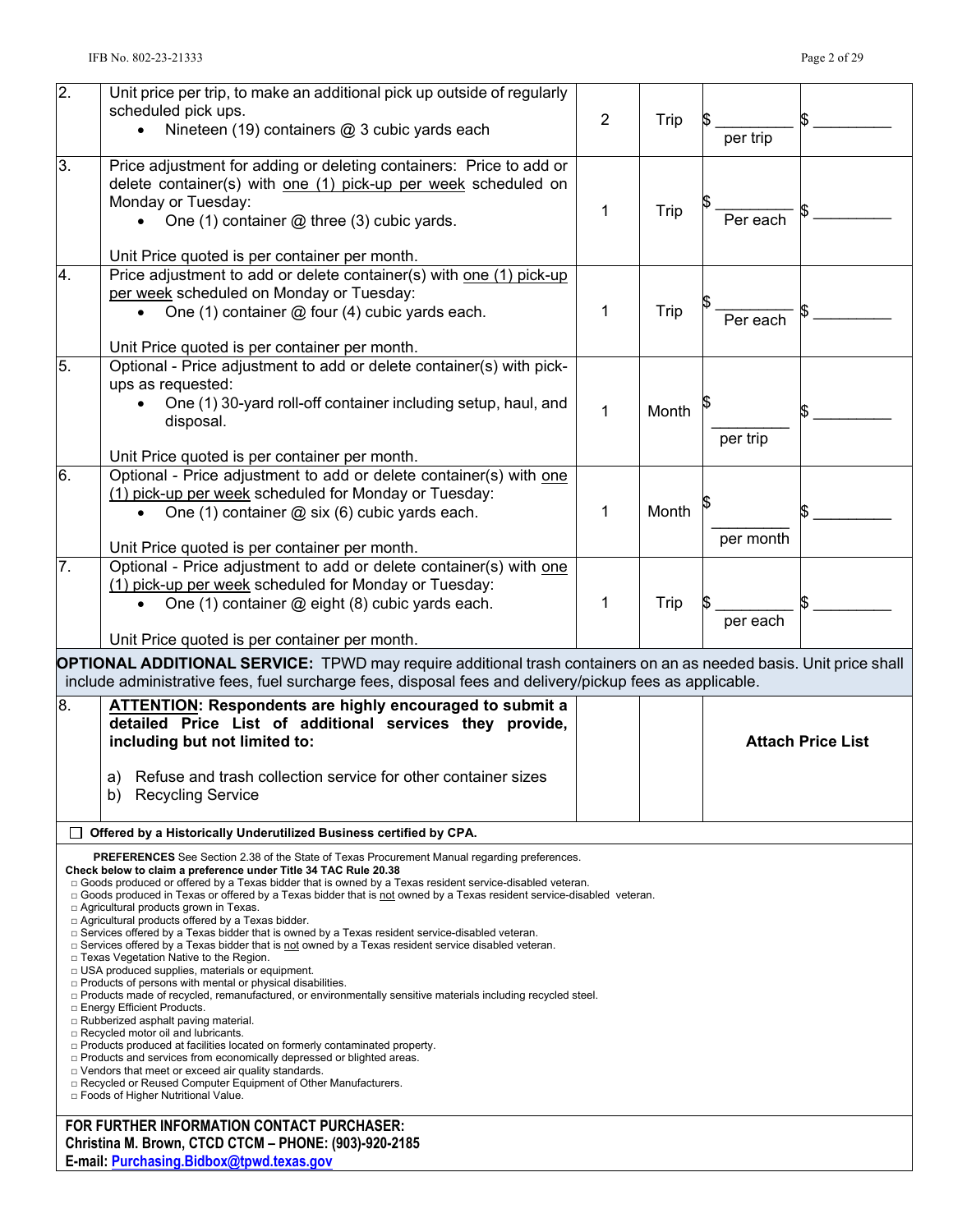| | | | | | |
|---|---|---|---|---|---|
| 2. | Unit price per trip, to make an additional pick up outside of regularly scheduled pick ups.<br>• Nineteen (19) containers @ 3 cubic yards each | 2 | Trip | $ _________ per trip | $ _________ |
| 3. | Price adjustment for adding or deleting containers: Price to add or delete container(s) with one (1) pick-up per week scheduled on Monday or Tuesday:<br>• One (1) container @ three (3) cubic yards.<br><br>Unit Price quoted is per container per month. | 1 | Trip | $ _________ Per each | $ _________ |
| 4. | Price adjustment to add or delete container(s) with one (1) pick-up per week scheduled on Monday or Tuesday:<br>• One (1) container @ four (4) cubic yards each.<br><br>Unit Price quoted is per container per month. | 1 | Trip | $ _________ Per each | $ _________ |
| 5. | Optional - Price adjustment to add or delete container(s) with pick-ups as requested:<br>• One (1) 30-yard roll-off container including setup, haul, and disposal.<br><br>Unit Price quoted is per container per month. | 1 | Month | $ _________ per trip | $ _________ |
| 6. | Optional - Price adjustment to add or delete container(s) with one (1) pick-up per week scheduled for Monday or Tuesday:<br>• One (1) container @ six (6) cubic yards each.<br><br>Unit Price quoted is per container per month. | 1 | Month | $ _________ per month | $ _________ |
| 7. | Optional - Price adjustment to add or delete container(s) with one (1) pick-up per week scheduled for Monday or Tuesday:<br>• One (1) container @ eight (8) cubic yards each.<br><br>Unit Price quoted is per container per month. | 1 | Trip | $ _________ per each | $ _________ |

**OPTIONAL ADDITIONAL SERVICE:** TPWD may require additional trash containers on an as needed basis. Unit price shall include administrative fees, fuel surcharge fees, disposal fees and delivery/pickup fees as applicable.

| | | | | |
|---|---|---|---|---|
| 8. | **ATTENTION: Respondents are highly encouraged to submit a detailed Price List of additional services they provide, including but not limited to:**<br><br>a) Refuse and trash collection service for other container sizes<br>b) Recycling Service | | | **Attach Price List** |

☐ **Offered by a Historically Underutilized Business certified by CPA.**

**PREFERENCES** See Section 2.38 of the State of Texas Procurement Manual regarding preferences.
**Check below to claim a preference under Title 34 TAC Rule 20.38**

- □ Goods produced or offered by a Texas bidder that is owned by a Texas resident service-disabled veteran.
- □ Goods produced in Texas or offered by a Texas bidder that is not owned by a Texas resident service-disabled veteran.
- □ Agricultural products grown in Texas.
- □ Agricultural products offered by a Texas bidder.
- □ Services offered by a Texas bidder that is owned by a Texas resident service-disabled veteran.
- □ Services offered by a Texas bidder that is not owned by a Texas resident service disabled veteran.
- □ Texas Vegetation Native to the Region.
- □ USA produced supplies, materials or equipment.
- □ Products of persons with mental or physical disabilities.
- □ Products made of recycled, remanufactured, or environmentally sensitive materials including recycled steel.
- □ Energy Efficient Products.
- □ Rubberized asphalt paving material.
- □ Recycled motor oil and lubricants.
- □ Products produced at facilities located on formerly contaminated property.
- □ Products and services from economically depressed or blighted areas.
- □ Vendors that meet or exceed air quality standards.
- □ Recycled or Reused Computer Equipment of Other Manufacturers.
- □ Foods of Higher Nutritional Value.

**FOR FURTHER INFORMATION CONTACT PURCHASER:**
**Christina M. Brown, CTCD CTCM – PHONE: (903)-920-2185**
**E-mail: Purchasing.Bidbox@tpwd.texas.gov**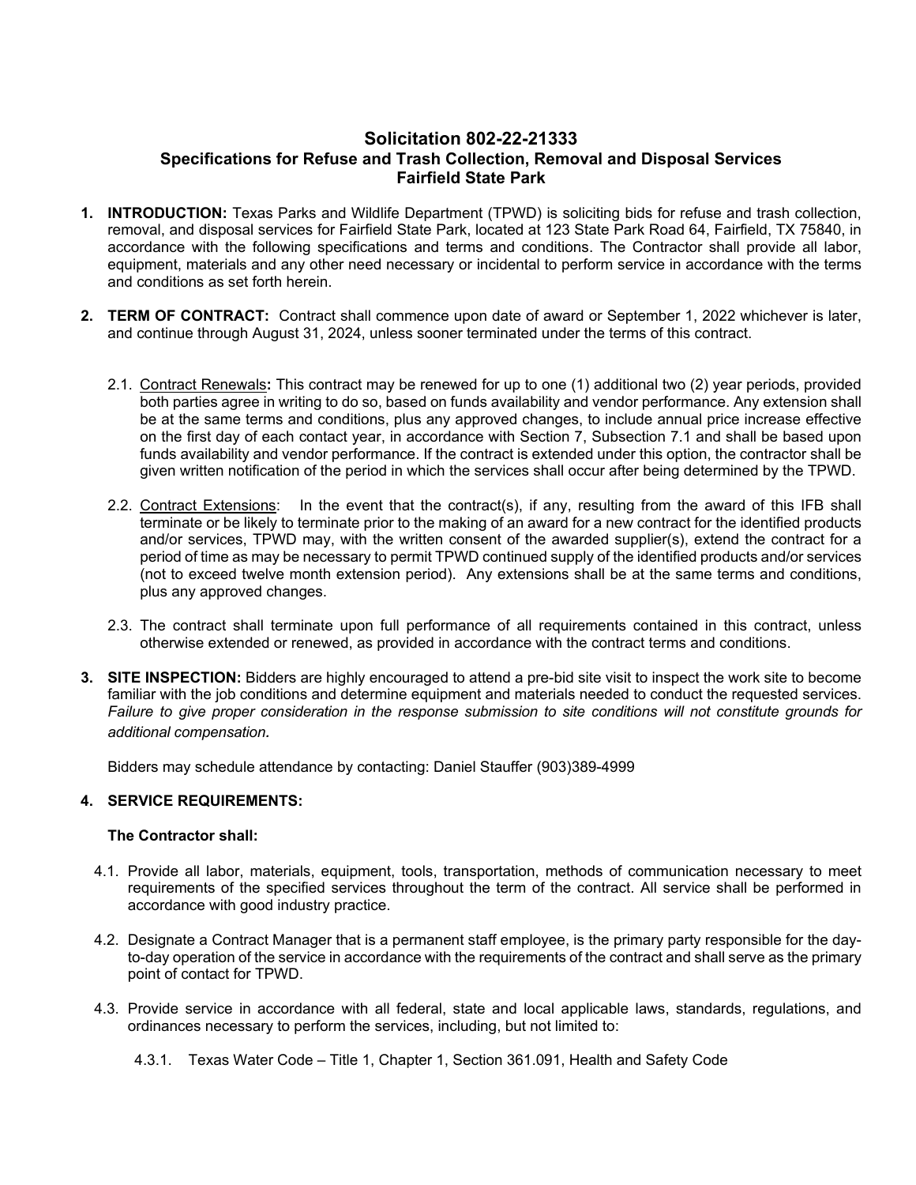# Solicitation 802-22-21333
## Specifications for Refuse and Trash Collection, Removal and Disposal Services
## Fairfield State Park

1. **INTRODUCTION:** Texas Parks and Wildlife Department (TPWD) is soliciting bids for refuse and trash collection, removal, and disposal services for Fairfield State Park, located at 123 State Park Road 64, Fairfield, TX 75840, in accordance with the following specifications and terms and conditions. The Contractor shall provide all labor, equipment, materials and any other need necessary or incidental to perform service in accordance with the terms and conditions as set forth herein.

2. **TERM OF CONTRACT:** Contract shall commence upon date of award or September 1, 2022 whichever is later, and continue through August 31, 2024, unless sooner terminated under the terms of this contract.

   2.1. Contract Renewals**:** This contract may be renewed for up to one (1) additional two (2) year periods, provided both parties agree in writing to do so, based on funds availability and vendor performance. Any extension shall be at the same terms and conditions, plus any approved changes, to include annual price increase effective on the first day of each contact year, in accordance with Section 7, Subsection 7.1 and shall be based upon funds availability and vendor performance. If the contract is extended under this option, the contractor shall be given written notification of the period in which the services shall occur after being determined by the TPWD.

   2.2. Contract Extensions: In the event that the contract(s), if any, resulting from the award of this IFB shall terminate or be likely to terminate prior to the making of an award for a new contract for the identified products and/or services, TPWD may, with the written consent of the awarded supplier(s), extend the contract for a period of time as may be necessary to permit TPWD continued supply of the identified products and/or services (not to exceed twelve month extension period). Any extensions shall be at the same terms and conditions, plus any approved changes.

   2.3. The contract shall terminate upon full performance of all requirements contained in this contract, unless otherwise extended or renewed, as provided in accordance with the contract terms and conditions.

3. **SITE INSPECTION:** Bidders are highly encouraged to attend a pre-bid site visit to inspect the work site to become familiar with the job conditions and determine equipment and materials needed to conduct the requested services. *Failure to give proper consideration in the response submission to site conditions will not constitute grounds for additional compensation.*

   Bidders may schedule attendance by contacting: Daniel Stauffer (903)389-4999

4. **SERVICE REQUIREMENTS:**

   **The Contractor shall:**

   4.1. Provide all labor, materials, equipment, tools, transportation, methods of communication necessary to meet requirements of the specified services throughout the term of the contract. All service shall be performed in accordance with good industry practice.

   4.2. Designate a Contract Manager that is a permanent staff employee, is the primary party responsible for the day-to-day operation of the service in accordance with the requirements of the contract and shall serve as the primary point of contact for TPWD.

   4.3. Provide service in accordance with all federal, state and local applicable laws, standards, regulations, and ordinances necessary to perform the services, including, but not limited to:

      4.3.1. Texas Water Code – Title 1, Chapter 1, Section 361.091, Health and Safety Code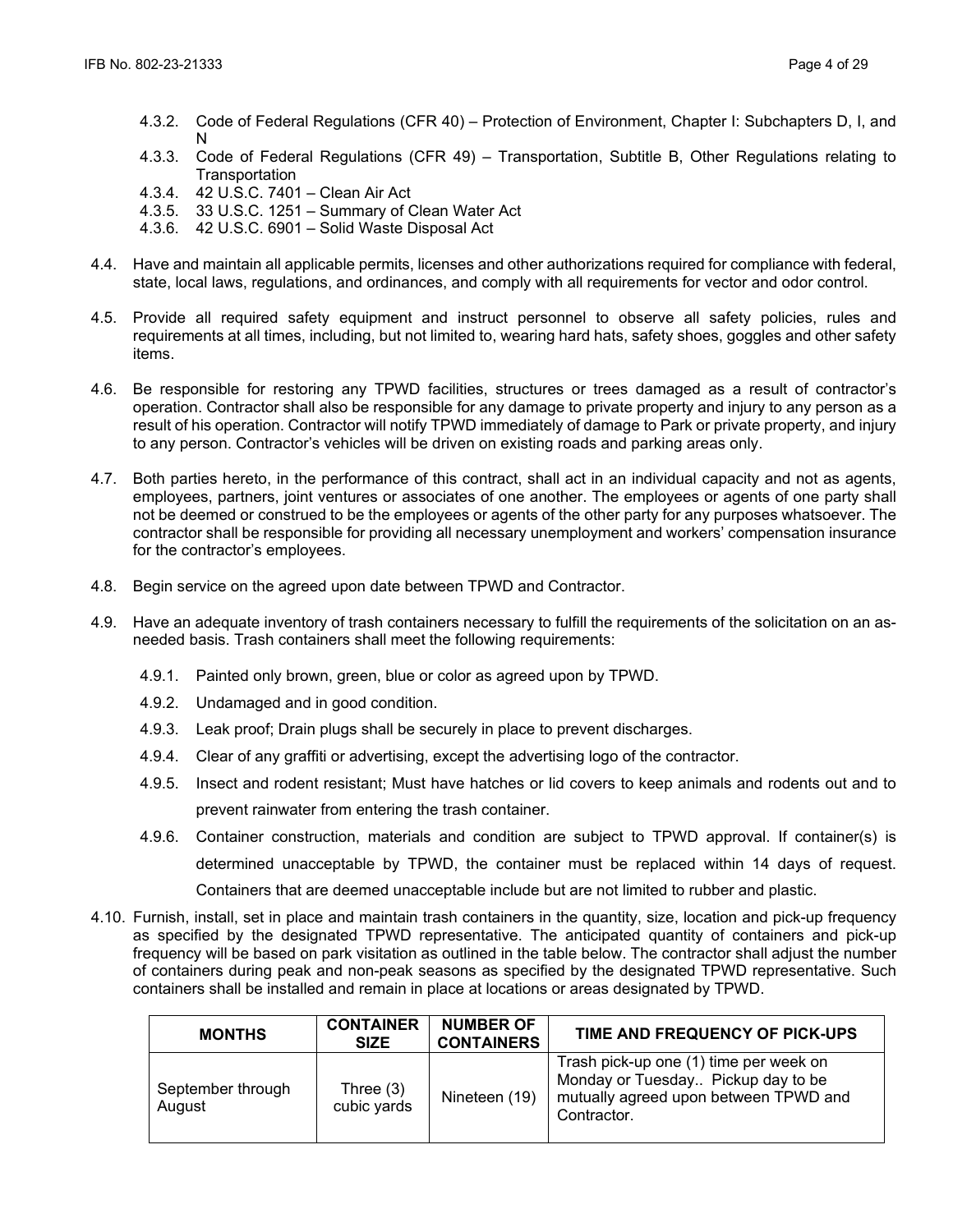- 4.3.2. Code of Federal Regulations (CFR 40) – Protection of Environment, Chapter I: Subchapters D, I, and N
- 4.3.3. Code of Federal Regulations (CFR 49) – Transportation, Subtitle B, Other Regulations relating to Transportation
- 4.3.4. 42 U.S.C. 7401 – Clean Air Act
- 4.3.5. 33 U.S.C. 1251 – Summary of Clean Water Act
- 4.3.6. 42 U.S.C. 6901 – Solid Waste Disposal Act

4.4. Have and maintain all applicable permits, licenses and other authorizations required for compliance with federal, state, local laws, regulations, and ordinances, and comply with all requirements for vector and odor control.

4.5. Provide all required safety equipment and instruct personnel to observe all safety policies, rules and requirements at all times, including, but not limited to, wearing hard hats, safety shoes, goggles and other safety items.

4.6. Be responsible for restoring any TPWD facilities, structures or trees damaged as a result of contractor's operation. Contractor shall also be responsible for any damage to private property and injury to any person as a result of his operation. Contractor will notify TPWD immediately of damage to Park or private property, and injury to any person. Contractor's vehicles will be driven on existing roads and parking areas only.

4.7. Both parties hereto, in the performance of this contract, shall act in an individual capacity and not as agents, employees, partners, joint ventures or associates of one another. The employees or agents of one party shall not be deemed or construed to be the employees or agents of the other party for any purposes whatsoever. The contractor shall be responsible for providing all necessary unemployment and workers' compensation insurance for the contractor's employees.

4.8. Begin service on the agreed upon date between TPWD and Contractor.

4.9. Have an adequate inventory of trash containers necessary to fulfill the requirements of the solicitation on an as-needed basis. Trash containers shall meet the following requirements:

- 4.9.1. Painted only brown, green, blue or color as agreed upon by TPWD.
- 4.9.2. Undamaged and in good condition.
- 4.9.3. Leak proof; Drain plugs shall be securely in place to prevent discharges.
- 4.9.4. Clear of any graffiti or advertising, except the advertising logo of the contractor.
- 4.9.5. Insect and rodent resistant; Must have hatches or lid covers to keep animals and rodents out and to prevent rainwater from entering the trash container.
- 4.9.6. Container construction, materials and condition are subject to TPWD approval. If container(s) is determined unacceptable by TPWD, the container must be replaced within 14 days of request. Containers that are deemed unacceptable include but are not limited to rubber and plastic.

4.10. Furnish, install, set in place and maintain trash containers in the quantity, size, location and pick-up frequency as specified by the designated TPWD representative. The anticipated quantity of containers and pick-up frequency will be based on park visitation as outlined in the table below. The contractor shall adjust the number of containers during peak and non-peak seasons as specified by the designated TPWD representative. Such containers shall be installed and remain in place at locations or areas designated by TPWD.

| MONTHS | CONTAINER SIZE | NUMBER OF CONTAINERS | TIME AND FREQUENCY OF PICK-UPS |
|---|---|---|---|
| September through August | Three (3) cubic yards | Nineteen (19) | Trash pick-up one (1) time per week on Monday or Tuesday.. Pickup day to be mutually agreed upon between TPWD and Contractor. |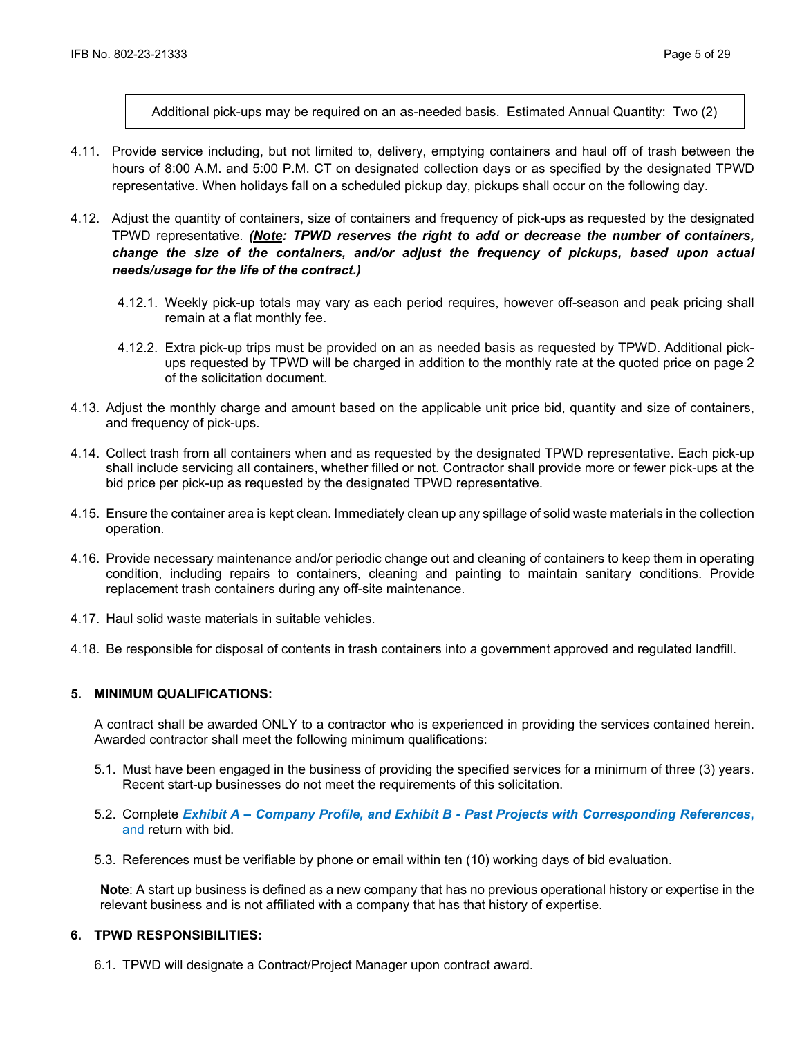Additional pick-ups may be required on an as-needed basis. Estimated Annual Quantity: Two (2)

4.11. Provide service including, but not limited to, delivery, emptying containers and haul off of trash between the hours of 8:00 A.M. and 5:00 P.M. CT on designated collection days or as specified by the designated TPWD representative. When holidays fall on a scheduled pickup day, pickups shall occur on the following day.

4.12. Adjust the quantity of containers, size of containers and frequency of pick-ups as requested by the designated TPWD representative. ***(Note: TPWD reserves the right to add or decrease the number of containers, change the size of the containers, and/or adjust the frequency of pickups, based upon actual needs/usage for the life of the contract.)***

4.12.1. Weekly pick-up totals may vary as each period requires, however off-season and peak pricing shall remain at a flat monthly fee.

4.12.2. Extra pick-up trips must be provided on an as needed basis as requested by TPWD. Additional pick-ups requested by TPWD will be charged in addition to the monthly rate at the quoted price on page 2 of the solicitation document.

4.13. Adjust the monthly charge and amount based on the applicable unit price bid, quantity and size of containers, and frequency of pick-ups.

4.14. Collect trash from all containers when and as requested by the designated TPWD representative. Each pick-up shall include servicing all containers, whether filled or not. Contractor shall provide more or fewer pick-ups at the bid price per pick-up as requested by the designated TPWD representative.

4.15. Ensure the container area is kept clean. Immediately clean up any spillage of solid waste materials in the collection operation.

4.16. Provide necessary maintenance and/or periodic change out and cleaning of containers to keep them in operating condition, including repairs to containers, cleaning and painting to maintain sanitary conditions. Provide replacement trash containers during any off-site maintenance.

4.17. Haul solid waste materials in suitable vehicles.

4.18. Be responsible for disposal of contents in trash containers into a government approved and regulated landfill.

## 5. MINIMUM QUALIFICATIONS:

A contract shall be awarded ONLY to a contractor who is experienced in providing the services contained herein. Awarded contractor shall meet the following minimum qualifications:

5.1. Must have been engaged in the business of providing the specified services for a minimum of three (3) years. Recent start-up businesses do not meet the requirements of this solicitation.

5.2. Complete ***Exhibit A – Company Profile, and Exhibit B - Past Projects with Corresponding References***, and return with bid.

5.3. References must be verifiable by phone or email within ten (10) working days of bid evaluation.

**Note**: A start up business is defined as a new company that has no previous operational history or expertise in the relevant business and is not affiliated with a company that has that history of expertise.

## 6. TPWD RESPONSIBILITIES:

6.1. TPWD will designate a Contract/Project Manager upon contract award.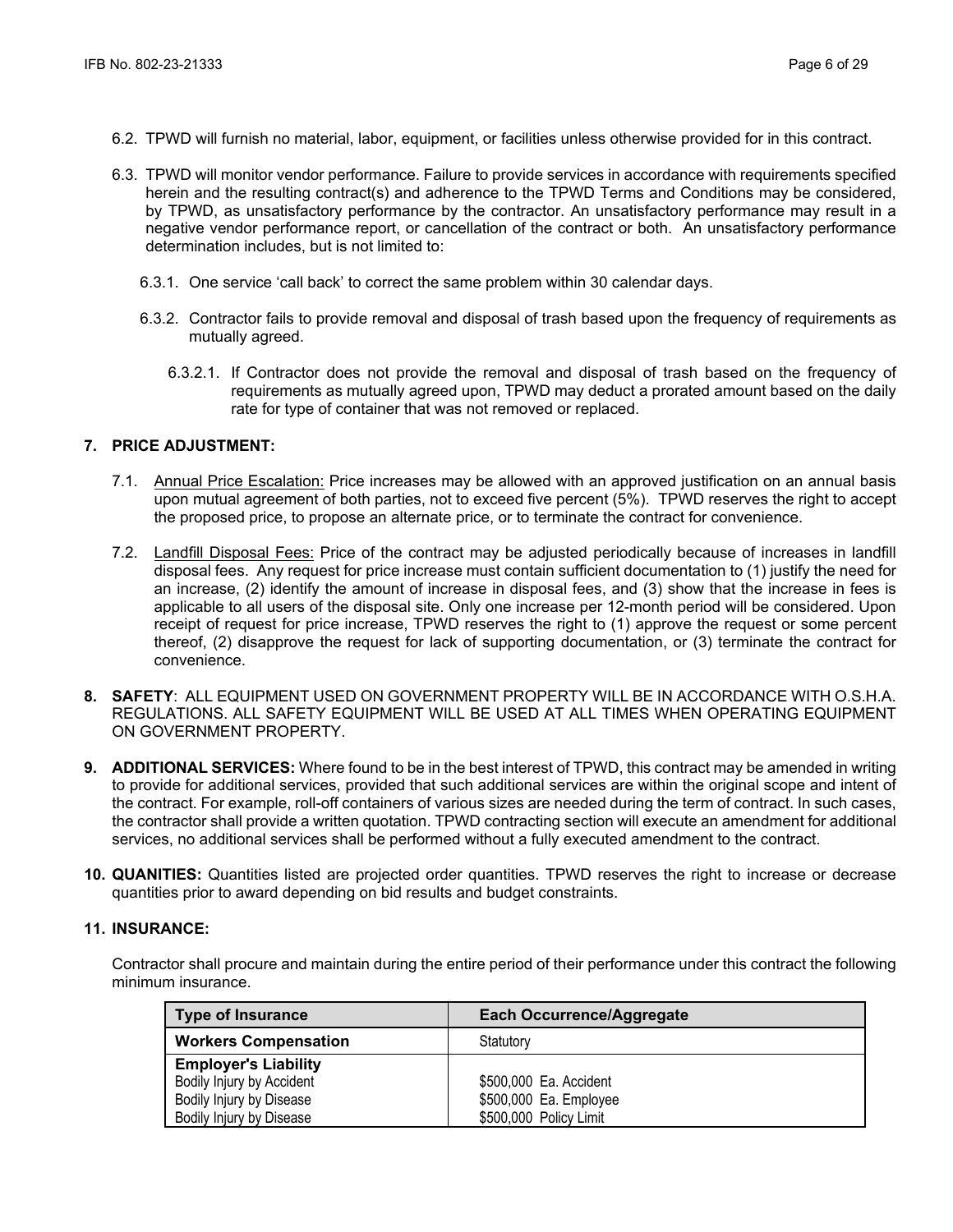6.2. TPWD will furnish no material, labor, equipment, or facilities unless otherwise provided for in this contract.

6.3. TPWD will monitor vendor performance. Failure to provide services in accordance with requirements specified herein and the resulting contract(s) and adherence to the TPWD Terms and Conditions may be considered, by TPWD, as unsatisfactory performance by the contractor. An unsatisfactory performance may result in a negative vendor performance report, or cancellation of the contract or both. An unsatisfactory performance determination includes, but is not limited to:

6.3.1. One service 'call back' to correct the same problem within 30 calendar days.

6.3.2. Contractor fails to provide removal and disposal of trash based upon the frequency of requirements as mutually agreed.

6.3.2.1. If Contractor does not provide the removal and disposal of trash based on the frequency of requirements as mutually agreed upon, TPWD may deduct a prorated amount based on the daily rate for type of container that was not removed or replaced.

**7. PRICE ADJUSTMENT:**

7.1. Annual Price Escalation: Price increases may be allowed with an approved justification on an annual basis upon mutual agreement of both parties, not to exceed five percent (5%). TPWD reserves the right to accept the proposed price, to propose an alternate price, or to terminate the contract for convenience.

7.2. Landfill Disposal Fees: Price of the contract may be adjusted periodically because of increases in landfill disposal fees. Any request for price increase must contain sufficient documentation to (1) justify the need for an increase, (2) identify the amount of increase in disposal fees, and (3) show that the increase in fees is applicable to all users of the disposal site. Only one increase per 12-month period will be considered. Upon receipt of request for price increase, TPWD reserves the right to (1) approve the request or some percent thereof, (2) disapprove the request for lack of supporting documentation, or (3) terminate the contract for convenience.

**8. SAFETY**: ALL EQUIPMENT USED ON GOVERNMENT PROPERTY WILL BE IN ACCORDANCE WITH O.S.H.A. REGULATIONS. ALL SAFETY EQUIPMENT WILL BE USED AT ALL TIMES WHEN OPERATING EQUIPMENT ON GOVERNMENT PROPERTY.

**9. ADDITIONAL SERVICES:** Where found to be in the best interest of TPWD, this contract may be amended in writing to provide for additional services, provided that such additional services are within the original scope and intent of the contract. For example, roll-off containers of various sizes are needed during the term of contract. In such cases, the contractor shall provide a written quotation. TPWD contracting section will execute an amendment for additional services, no additional services shall be performed without a fully executed amendment to the contract.

**10. QUANITIES:** Quantities listed are projected order quantities. TPWD reserves the right to increase or decrease quantities prior to award depending on bid results and budget constraints.

**11. INSURANCE:**

Contractor shall procure and maintain during the entire period of their performance under this contract the following minimum insurance.

| Type of Insurance | Each Occurrence/Aggregate |
|---|---|
| **Workers Compensation** | Statutory |
| **Employer's Liability** | |
| Bodily Injury by Accident | $500,000 Ea. Accident |
| Bodily Injury by Disease | $500,000 Ea. Employee |
| Bodily Injury by Disease | $500,000 Policy Limit |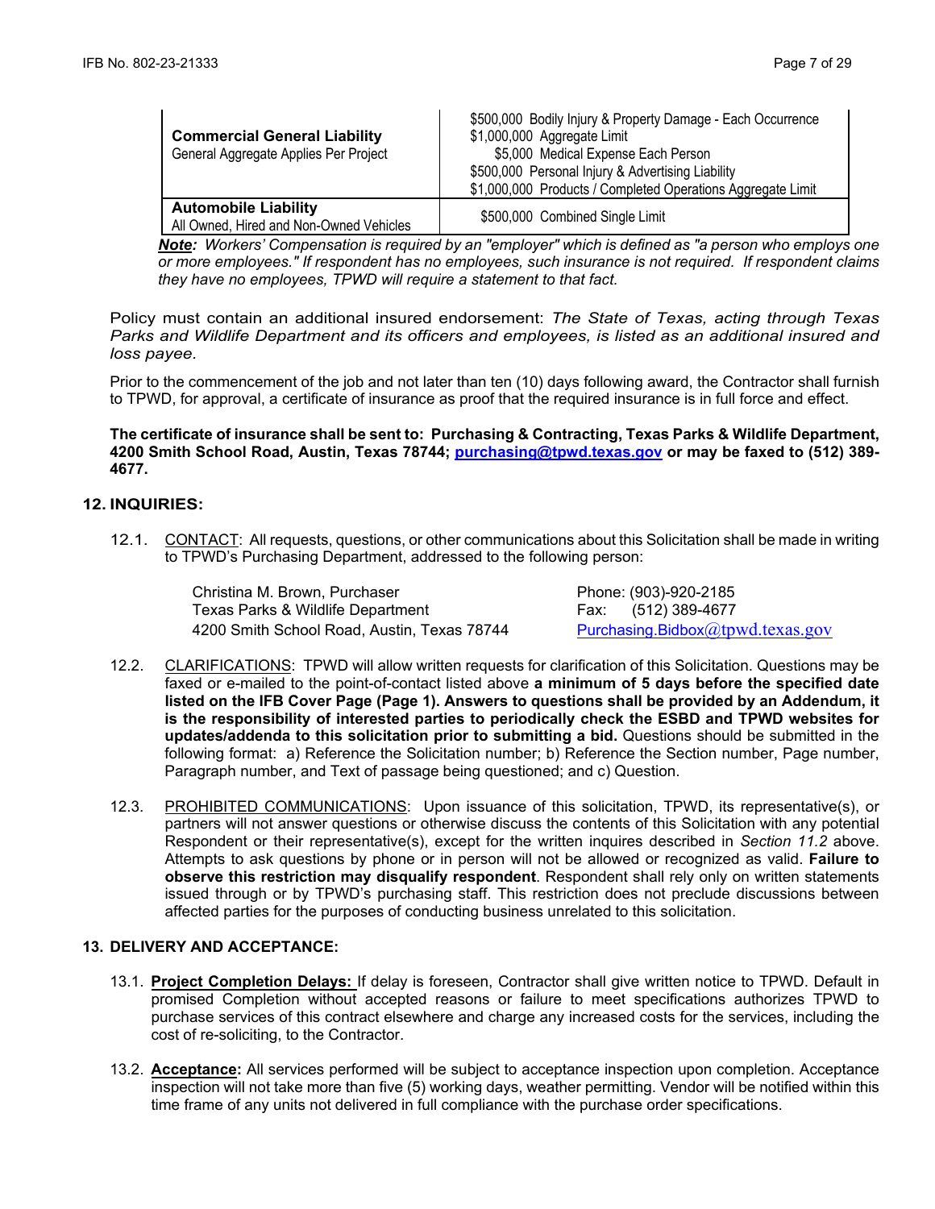| | |
|---|---|
| **Commercial General Liability**<br>General Aggregate Applies Per Project | \$500,000 Bodily Injury & Property Damage - Each Occurrence<br>\$1,000,000 Aggregate Limit<br>\$5,000 Medical Expense Each Person<br>\$500,000 Personal Injury & Advertising Liability<br>\$1,000,000 Products / Completed Operations Aggregate Limit |
| **Automobile Liability**<br>All Owned, Hired and Non-Owned Vehicles | \$500,000 Combined Single Limit |

***Note:*** *Workers' Compensation is required by an "employer" which is defined as "a person who employs one or more employees." If respondent has no employees, such insurance is not required. If respondent claims they have no employees, TPWD will require a statement to that fact.*

Policy must contain an additional insured endorsement: *The State of Texas, acting through Texas Parks and Wildlife Department and its officers and employees, is listed as an additional insured and loss payee.*

Prior to the commencement of the job and not later than ten (10) days following award, the Contractor shall furnish to TPWD, for approval, a certificate of insurance as proof that the required insurance is in full force and effect.

**The certificate of insurance shall be sent to: Purchasing & Contracting, Texas Parks & Wildlife Department, 4200 Smith School Road, Austin, Texas 78744; purchasing@tpwd.texas.gov or may be faxed to (512) 389-4677.**

## 12. INQUIRIES:

12.1. CONTACT: All requests, questions, or other communications about this Solicitation shall be made in writing to TPWD's Purchasing Department, addressed to the following person:

| | |
|---|---|
| Christina M. Brown, Purchaser | Phone: (903)-920-2185 |
| Texas Parks & Wildlife Department | Fax: (512) 389-4677 |
| 4200 Smith School Road, Austin, Texas 78744 | Purchasing.Bidbox@tpwd.texas.gov |

12.2. CLARIFICATIONS: TPWD will allow written requests for clarification of this Solicitation. Questions may be faxed or e-mailed to the point-of-contact listed above **a minimum of 5 days before the specified date listed on the IFB Cover Page (Page 1). Answers to questions shall be provided by an Addendum, it is the responsibility of interested parties to periodically check the ESBD and TPWD websites for updates/addenda to this solicitation prior to submitting a bid.** Questions should be submitted in the following format: a) Reference the Solicitation number; b) Reference the Section number, Page number, Paragraph number, and Text of passage being questioned; and c) Question.

12.3. PROHIBITED COMMUNICATIONS: Upon issuance of this solicitation, TPWD, its representative(s), or partners will not answer questions or otherwise discuss the contents of this Solicitation with any potential Respondent or their representative(s), except for the written inquires described in *Section 11.2* above. Attempts to ask questions by phone or in person will not be allowed or recognized as valid. **Failure to observe this restriction may disqualify respondent**. Respondent shall rely only on written statements issued through or by TPWD's purchasing staff. This restriction does not preclude discussions between affected parties for the purposes of conducting business unrelated to this solicitation.

## 13. DELIVERY AND ACCEPTANCE:

13.1. **Project Completion Delays:** If delay is foreseen, Contractor shall give written notice to TPWD. Default in promised Completion without accepted reasons or failure to meet specifications authorizes TPWD to purchase services of this contract elsewhere and charge any increased costs for the services, including the cost of re-soliciting, to the Contractor.

13.2. **Acceptance:** All services performed will be subject to acceptance inspection upon completion. Acceptance inspection will not take more than five (5) working days, weather permitting. Vendor will be notified within this time frame of any units not delivered in full compliance with the purchase order specifications.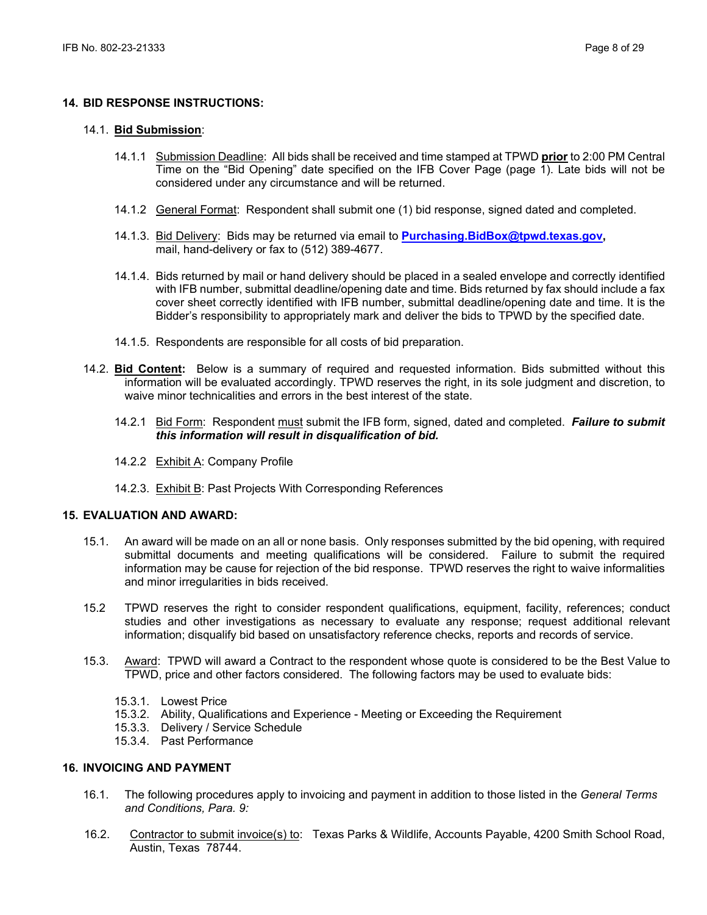## 14. BID RESPONSE INSTRUCTIONS:

### 14.1. <u>**Bid Submission**</u>:

14.1.1 <u>Submission Deadline</u>: All bids shall be received and time stamped at TPWD **<u>prior</u>** to 2:00 PM Central Time on the "Bid Opening" date specified on the IFB Cover Page (page 1). Late bids will not be considered under any circumstance and will be returned.

14.1.2 <u>General Format</u>: Respondent shall submit one (1) bid response, signed dated and completed.

14.1.3. <u>Bid Delivery</u>: Bids may be returned via email to **Purchasing.BidBox@tpwd.texas.gov,** mail, hand-delivery or fax to (512) 389-4677.

14.1.4. Bids returned by mail or hand delivery should be placed in a sealed envelope and correctly identified with IFB number, submittal deadline/opening date and time. Bids returned by fax should include a fax cover sheet correctly identified with IFB number, submittal deadline/opening date and time. It is the Bidder's responsibility to appropriately mark and deliver the bids to TPWD by the specified date.

14.1.5. Respondents are responsible for all costs of bid preparation.

### 14.2. <u>**Bid Content**</u>: 

Below is a summary of required and requested information. Bids submitted without this information will be evaluated accordingly. TPWD reserves the right, in its sole judgment and discretion, to waive minor technicalities and errors in the best interest of the state.

14.2.1 <u>Bid Form</u>: Respondent <u>must</u> submit the IFB form, signed, dated and completed. ***Failure to submit this information will result in disqualification of bid.***

14.2.2 <u>Exhibit A</u>: Company Profile

14.2.3. <u>Exhibit B</u>: Past Projects With Corresponding References

## 15. EVALUATION AND AWARD:

15.1. An award will be made on an all or none basis. Only responses submitted by the bid opening, with required submittal documents and meeting qualifications will be considered. Failure to submit the required information may be cause for rejection of the bid response. TPWD reserves the right to waive informalities and minor irregularities in bids received.

15.2 TPWD reserves the right to consider respondent qualifications, equipment, facility, references; conduct studies and other investigations as necessary to evaluate any response; request additional relevant information; disqualify bid based on unsatisfactory reference checks, reports and records of service.

15.3. <u>Award</u>: TPWD will award a Contract to the respondent whose quote is considered to be the Best Value to TPWD, price and other factors considered. The following factors may be used to evaluate bids:

- 15.3.1. Lowest Price
- 15.3.2. Ability, Qualifications and Experience - Meeting or Exceeding the Requirement
- 15.3.3. Delivery / Service Schedule
- 15.3.4. Past Performance

## 16. INVOICING AND PAYMENT

16.1. The following procedures apply to invoicing and payment in addition to those listed in the *General Terms and Conditions, Para. 9:*

16.2. <u>Contractor to submit invoice(s) to</u>: Texas Parks & Wildlife, Accounts Payable, 4200 Smith School Road, Austin, Texas 78744.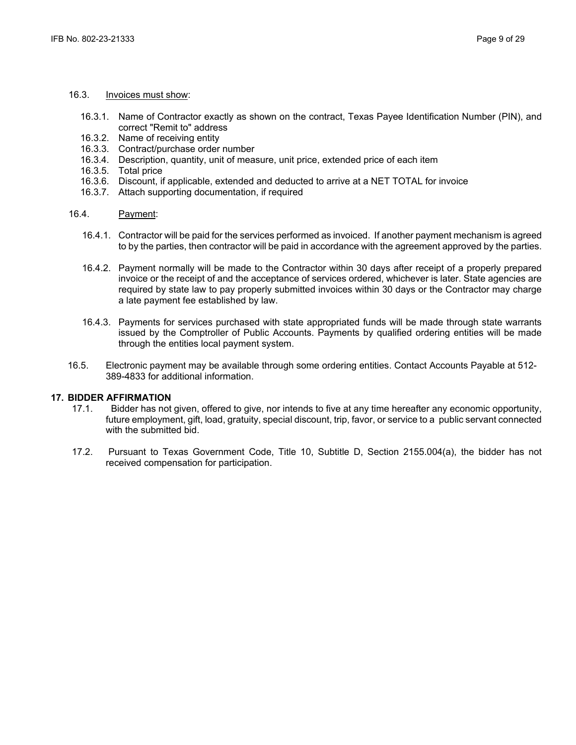16.3. Invoices must show:

- 16.3.1. Name of Contractor exactly as shown on the contract, Texas Payee Identification Number (PIN), and correct "Remit to" address
- 16.3.2. Name of receiving entity
- 16.3.3. Contract/purchase order number
- 16.3.4. Description, quantity, unit of measure, unit price, extended price of each item
- 16.3.5. Total price
- 16.3.6. Discount, if applicable, extended and deducted to arrive at a NET TOTAL for invoice
- 16.3.7. Attach supporting documentation, if required

16.4. Payment:

16.4.1. Contractor will be paid for the services performed as invoiced. If another payment mechanism is agreed to by the parties, then contractor will be paid in accordance with the agreement approved by the parties.

16.4.2. Payment normally will be made to the Contractor within 30 days after receipt of a properly prepared invoice or the receipt of and the acceptance of services ordered, whichever is later. State agencies are required by state law to pay properly submitted invoices within 30 days or the Contractor may charge a late payment fee established by law.

16.4.3. Payments for services purchased with state appropriated funds will be made through state warrants issued by the Comptroller of Public Accounts. Payments by qualified ordering entities will be made through the entities local payment system.

16.5. Electronic payment may be available through some ordering entities. Contact Accounts Payable at 512-389-4833 for additional information.

## 17. BIDDER AFFIRMATION

17.1. Bidder has not given, offered to give, nor intends to five at any time hereafter any economic opportunity, future employment, gift, load, gratuity, special discount, trip, favor, or service to a public servant connected with the submitted bid.

17.2. Pursuant to Texas Government Code, Title 10, Subtitle D, Section 2155.004(a), the bidder has not received compensation for participation.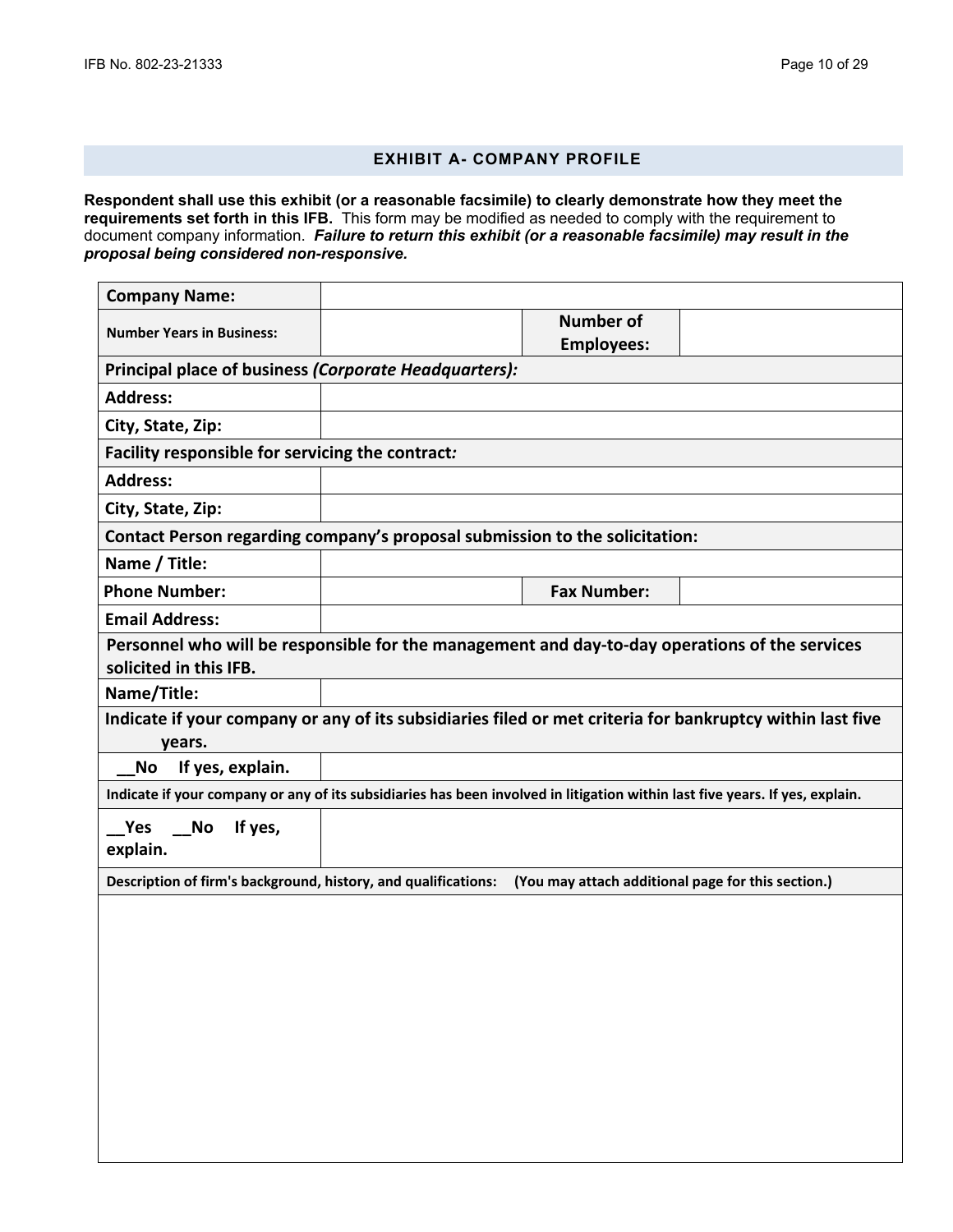## EXHIBIT A- COMPANY PROFILE

**Respondent shall use this exhibit (or a reasonable facsimile) to clearly demonstrate how they meet the requirements set forth in this IFB.** This form may be modified as needed to comply with the requirement to document company information. ***Failure to return this exhibit (or a reasonable facsimile) may result in the proposal being considered non-responsive.***

| **Company Name:** | | | |
|---|---|---|---|
| **Number Years in Business:** | | **Number of Employees:** | |
| **Principal place of business *(Corporate Headquarters):*** | | | |
| **Address:** | | | |
| **City, State, Zip:** | | | |
| **Facility responsible for servicing the contract*:*** | | | |
| **Address:** | | | |
| **City, State, Zip:** | | | |
| **Contact Person regarding company's proposal submission to the solicitation:** | | | |
| **Name / Title:** | | | |
| **Phone Number:** | | **Fax Number:** | |
| **Email Address:** | | | |
| **Personnel who will be responsible for the management and day-to-day operations of the services solicited in this IFB.** | | | |
| **Name/Title:** | | | |
| **Indicate if your company or any of its subsidiaries filed or met criteria for bankruptcy within last five years.** | | | |
| **__No If yes, explain.** | | | |
| **Indicate if your company or any of its subsidiaries has been involved in litigation within last five years. If yes, explain.** | | | |
| **__Yes __No If yes, explain.** | | | |
| **Description of firm's background, history, and qualifications: (You may attach additional page for this section.)** | | | |
| | | | |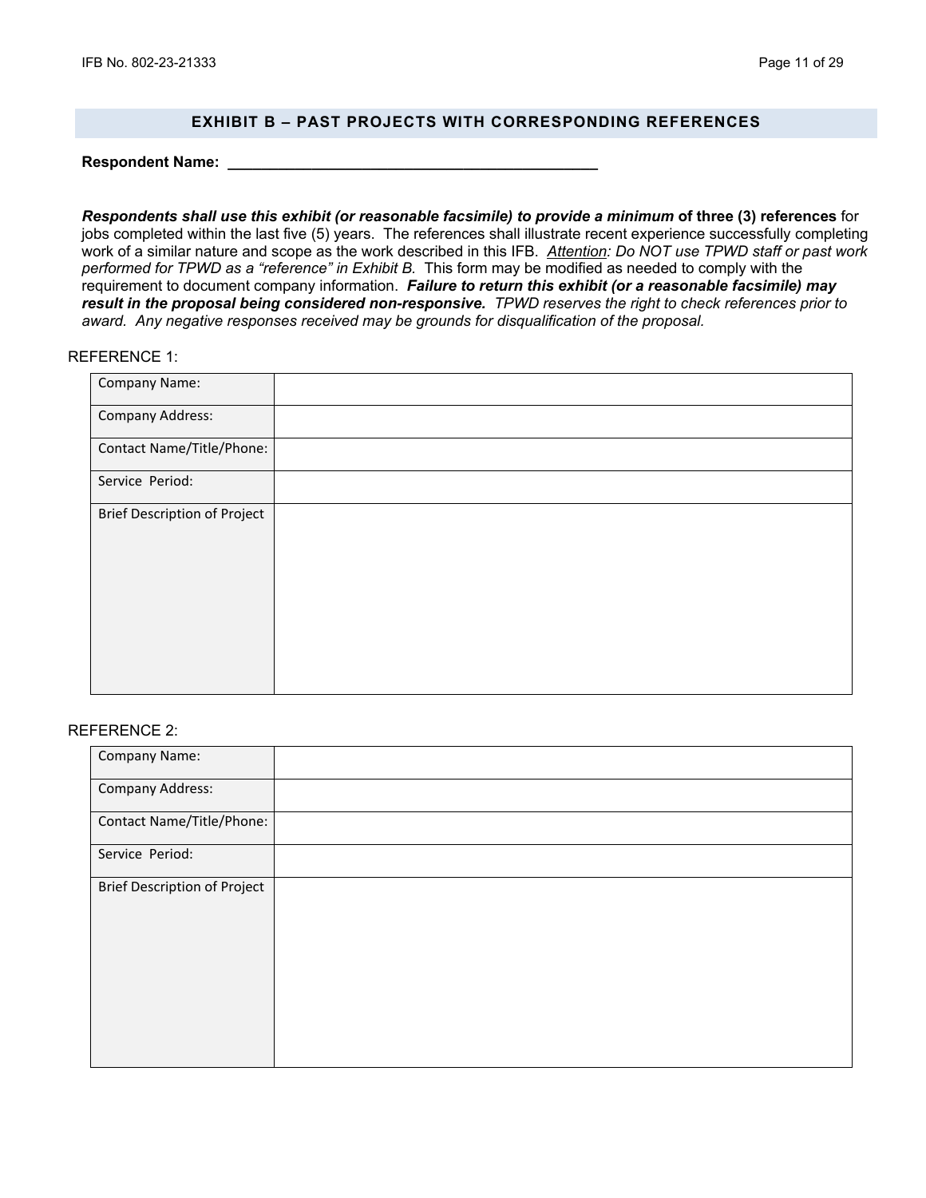## EXHIBIT B – PAST PROJECTS WITH CORRESPONDING REFERENCES

**Respondent Name: \_\_\_\_\_\_\_\_\_\_\_\_\_\_\_\_\_\_\_\_\_\_\_\_\_\_\_\_\_\_\_\_\_\_\_\_\_\_\_\_\_\_\_\_\_**

***Respondents shall use this exhibit (or reasonable facsimile) to provide a minimum* of three (3) references** for jobs completed within the last five (5) years. The references shall illustrate recent experience successfully completing work of a similar nature and scope as the work described in this IFB. *Attention: Do NOT use TPWD staff or past work performed for TPWD as a "reference" in Exhibit B.* This form may be modified as needed to comply with the requirement to document company information. ***Failure to return this exhibit (or a reasonable facsimile) may result in the proposal being considered non-responsive.*** *TPWD reserves the right to check references prior to award. Any negative responses received may be grounds for disqualification of the proposal.*

REFERENCE 1:

| Company Name: | |
|---|---|
| Company Address: | |
| Contact Name/Title/Phone: | |
| Service Period: | |
| Brief Description of Project | |

REFERENCE 2:

| Company Name: | |
|---|---|
| Company Address: | |
| Contact Name/Title/Phone: | |
| Service Period: | |
| Brief Description of Project | |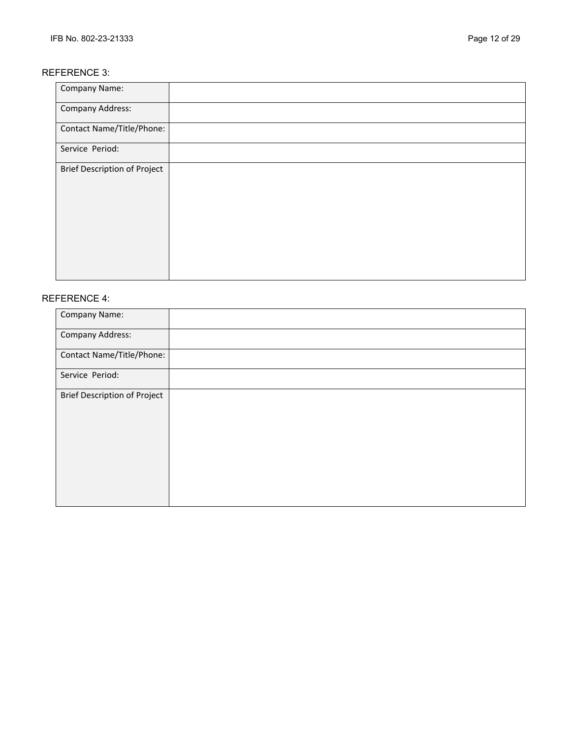REFERENCE 3:

| Company Name: | |
|---|---|
| Company Address: | |
| Contact Name/Title/Phone: | |
| Service Period: | |
| Brief Description of Project | |

REFERENCE 4:

| Company Name: | |
|---|---|
| Company Address: | |
| Contact Name/Title/Phone: | |
| Service Period: | |
| Brief Description of Project | |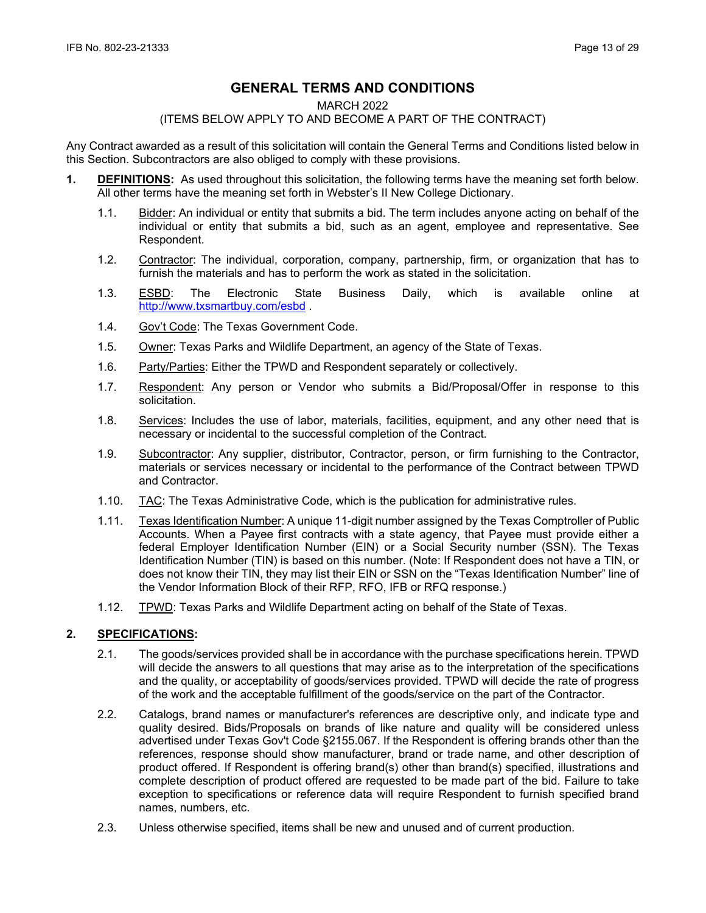# GENERAL TERMS AND CONDITIONS

MARCH 2022

(ITEMS BELOW APPLY TO AND BECOME A PART OF THE CONTRACT)

Any Contract awarded as a result of this solicitation will contain the General Terms and Conditions listed below in this Section. Subcontractors are also obliged to comply with these provisions.

**1. DEFINITIONS:** As used throughout this solicitation, the following terms have the meaning set forth below. All other terms have the meaning set forth in Webster's II New College Dictionary.

1.1. Bidder: An individual or entity that submits a bid. The term includes anyone acting on behalf of the individual or entity that submits a bid, such as an agent, employee and representative. See Respondent.

1.2. Contractor: The individual, corporation, company, partnership, firm, or organization that has to furnish the materials and has to perform the work as stated in the solicitation.

1.3. ESBD: The Electronic State Business Daily, which is available online at http://www.txsmartbuy.com/esbd .

1.4. Gov't Code: The Texas Government Code.

1.5. Owner: Texas Parks and Wildlife Department, an agency of the State of Texas.

1.6. Party/Parties: Either the TPWD and Respondent separately or collectively.

1.7. Respondent: Any person or Vendor who submits a Bid/Proposal/Offer in response to this solicitation.

1.8. Services: Includes the use of labor, materials, facilities, equipment, and any other need that is necessary or incidental to the successful completion of the Contract.

1.9. Subcontractor: Any supplier, distributor, Contractor, person, or firm furnishing to the Contractor, materials or services necessary or incidental to the performance of the Contract between TPWD and Contractor.

1.10. TAC: The Texas Administrative Code, which is the publication for administrative rules.

1.11. Texas Identification Number: A unique 11-digit number assigned by the Texas Comptroller of Public Accounts. When a Payee first contracts with a state agency, that Payee must provide either a federal Employer Identification Number (EIN) or a Social Security number (SSN). The Texas Identification Number (TIN) is based on this number. (Note: If Respondent does not have a TIN, or does not know their TIN, they may list their EIN or SSN on the "Texas Identification Number" line of the Vendor Information Block of their RFP, RFO, IFB or RFQ response.)

1.12. TPWD: Texas Parks and Wildlife Department acting on behalf of the State of Texas.

**2. SPECIFICATIONS:**

2.1. The goods/services provided shall be in accordance with the purchase specifications herein. TPWD will decide the answers to all questions that may arise as to the interpretation of the specifications and the quality, or acceptability of goods/services provided. TPWD will decide the rate of progress of the work and the acceptable fulfillment of the goods/service on the part of the Contractor.

2.2. Catalogs, brand names or manufacturer's references are descriptive only, and indicate type and quality desired. Bids/Proposals on brands of like nature and quality will be considered unless advertised under Texas Gov't Code §2155.067. If the Respondent is offering brands other than the references, response should show manufacturer, brand or trade name, and other description of product offered. If Respondent is offering brand(s) other than brand(s) specified, illustrations and complete description of product offered are requested to be made part of the bid. Failure to take exception to specifications or reference data will require Respondent to furnish specified brand names, numbers, etc.

2.3. Unless otherwise specified, items shall be new and unused and of current production.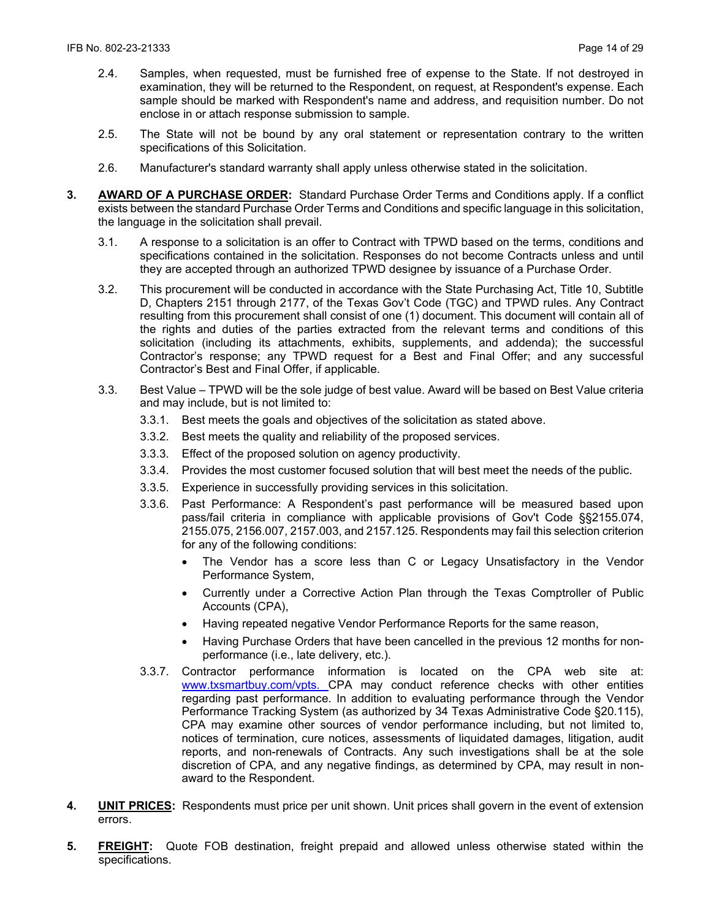2.4. Samples, when requested, must be furnished free of expense to the State. If not destroyed in examination, they will be returned to the Respondent, on request, at Respondent's expense. Each sample should be marked with Respondent's name and address, and requisition number. Do not enclose in or attach response submission to sample.

2.5. The State will not be bound by any oral statement or representation contrary to the written specifications of this Solicitation.

2.6. Manufacturer's standard warranty shall apply unless otherwise stated in the solicitation.

**3. AWARD OF A PURCHASE ORDER:** Standard Purchase Order Terms and Conditions apply. If a conflict exists between the standard Purchase Order Terms and Conditions and specific language in this solicitation, the language in the solicitation shall prevail.

3.1. A response to a solicitation is an offer to Contract with TPWD based on the terms, conditions and specifications contained in the solicitation. Responses do not become Contracts unless and until they are accepted through an authorized TPWD designee by issuance of a Purchase Order.

3.2. This procurement will be conducted in accordance with the State Purchasing Act, Title 10, Subtitle D, Chapters 2151 through 2177, of the Texas Gov't Code (TGC) and TPWD rules. Any Contract resulting from this procurement shall consist of one (1) document. This document will contain all of the rights and duties of the parties extracted from the relevant terms and conditions of this solicitation (including its attachments, exhibits, supplements, and addenda); the successful Contractor's response; any TPWD request for a Best and Final Offer; and any successful Contractor's Best and Final Offer, if applicable.

3.3. Best Value – TPWD will be the sole judge of best value. Award will be based on Best Value criteria and may include, but is not limited to:

3.3.1. Best meets the goals and objectives of the solicitation as stated above.

3.3.2. Best meets the quality and reliability of the proposed services.

3.3.3. Effect of the proposed solution on agency productivity.

3.3.4. Provides the most customer focused solution that will best meet the needs of the public.

3.3.5. Experience in successfully providing services in this solicitation.

3.3.6. Past Performance: A Respondent's past performance will be measured based upon pass/fail criteria in compliance with applicable provisions of Gov't Code §§2155.074, 2155.075, 2156.007, 2157.003, and 2157.125. Respondents may fail this selection criterion for any of the following conditions:

- The Vendor has a score less than C or Legacy Unsatisfactory in the Vendor Performance System,
- Currently under a Corrective Action Plan through the Texas Comptroller of Public Accounts (CPA),
- Having repeated negative Vendor Performance Reports for the same reason,
- Having Purchase Orders that have been cancelled in the previous 12 months for non-performance (i.e., late delivery, etc.).

3.3.7. Contractor performance information is located on the CPA web site at: www.txsmartbuy.com/vpts. CPA may conduct reference checks with other entities regarding past performance. In addition to evaluating performance through the Vendor Performance Tracking System (as authorized by 34 Texas Administrative Code §20.115), CPA may examine other sources of vendor performance including, but not limited to, notices of termination, cure notices, assessments of liquidated damages, litigation, audit reports, and non-renewals of Contracts. Any such investigations shall be at the sole discretion of CPA, and any negative findings, as determined by CPA, may result in non-award to the Respondent.

**4. UNIT PRICES:** Respondents must price per unit shown. Unit prices shall govern in the event of extension errors.

**5. FREIGHT:** Quote FOB destination, freight prepaid and allowed unless otherwise stated within the specifications.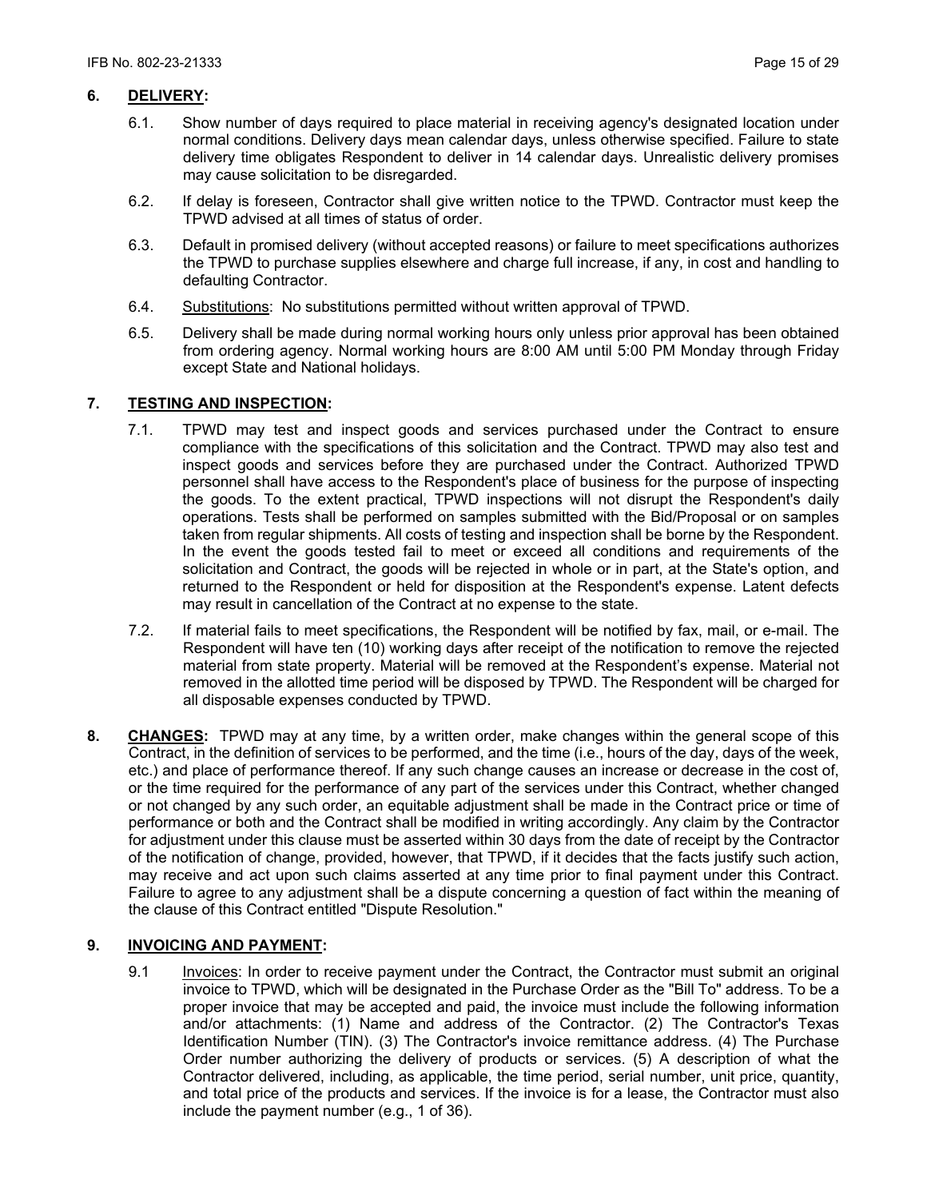## 6. DELIVERY:

6.1. Show number of days required to place material in receiving agency's designated location under normal conditions. Delivery days mean calendar days, unless otherwise specified. Failure to state delivery time obligates Respondent to deliver in 14 calendar days. Unrealistic delivery promises may cause solicitation to be disregarded.

6.2. If delay is foreseen, Contractor shall give written notice to the TPWD. Contractor must keep the TPWD advised at all times of status of order.

6.3. Default in promised delivery (without accepted reasons) or failure to meet specifications authorizes the TPWD to purchase supplies elsewhere and charge full increase, if any, in cost and handling to defaulting Contractor.

6.4. Substitutions: No substitutions permitted without written approval of TPWD.

6.5. Delivery shall be made during normal working hours only unless prior approval has been obtained from ordering agency. Normal working hours are 8:00 AM until 5:00 PM Monday through Friday except State and National holidays.

## 7. TESTING AND INSPECTION:

7.1. TPWD may test and inspect goods and services purchased under the Contract to ensure compliance with the specifications of this solicitation and the Contract. TPWD may also test and inspect goods and services before they are purchased under the Contract. Authorized TPWD personnel shall have access to the Respondent's place of business for the purpose of inspecting the goods. To the extent practical, TPWD inspections will not disrupt the Respondent's daily operations. Tests shall be performed on samples submitted with the Bid/Proposal or on samples taken from regular shipments. All costs of testing and inspection shall be borne by the Respondent. In the event the goods tested fail to meet or exceed all conditions and requirements of the solicitation and Contract, the goods will be rejected in whole or in part, at the State's option, and returned to the Respondent or held for disposition at the Respondent's expense. Latent defects may result in cancellation of the Contract at no expense to the state.

7.2. If material fails to meet specifications, the Respondent will be notified by fax, mail, or e-mail. The Respondent will have ten (10) working days after receipt of the notification to remove the rejected material from state property. Material will be removed at the Respondent's expense. Material not removed in the allotted time period will be disposed by TPWD. The Respondent will be charged for all disposable expenses conducted by TPWD.

**8. CHANGES:** TPWD may at any time, by a written order, make changes within the general scope of this Contract, in the definition of services to be performed, and the time (i.e., hours of the day, days of the week, etc.) and place of performance thereof. If any such change causes an increase or decrease in the cost of, or the time required for the performance of any part of the services under this Contract, whether changed or not changed by any such order, an equitable adjustment shall be made in the Contract price or time of performance or both and the Contract shall be modified in writing accordingly. Any claim by the Contractor for adjustment under this clause must be asserted within 30 days from the date of receipt by the Contractor of the notification of change, provided, however, that TPWD, if it decides that the facts justify such action, may receive and act upon such claims asserted at any time prior to final payment under this Contract. Failure to agree to any adjustment shall be a dispute concerning a question of fact within the meaning of the clause of this Contract entitled "Dispute Resolution."

## 9. INVOICING AND PAYMENT:

9.1 Invoices: In order to receive payment under the Contract, the Contractor must submit an original invoice to TPWD, which will be designated in the Purchase Order as the "Bill To" address. To be a proper invoice that may be accepted and paid, the invoice must include the following information and/or attachments: (1) Name and address of the Contractor. (2) The Contractor's Texas Identification Number (TIN). (3) The Contractor's invoice remittance address. (4) The Purchase Order number authorizing the delivery of products or services. (5) A description of what the Contractor delivered, including, as applicable, the time period, serial number, unit price, quantity, and total price of the products and services. If the invoice is for a lease, the Contractor must also include the payment number (e.g., 1 of 36).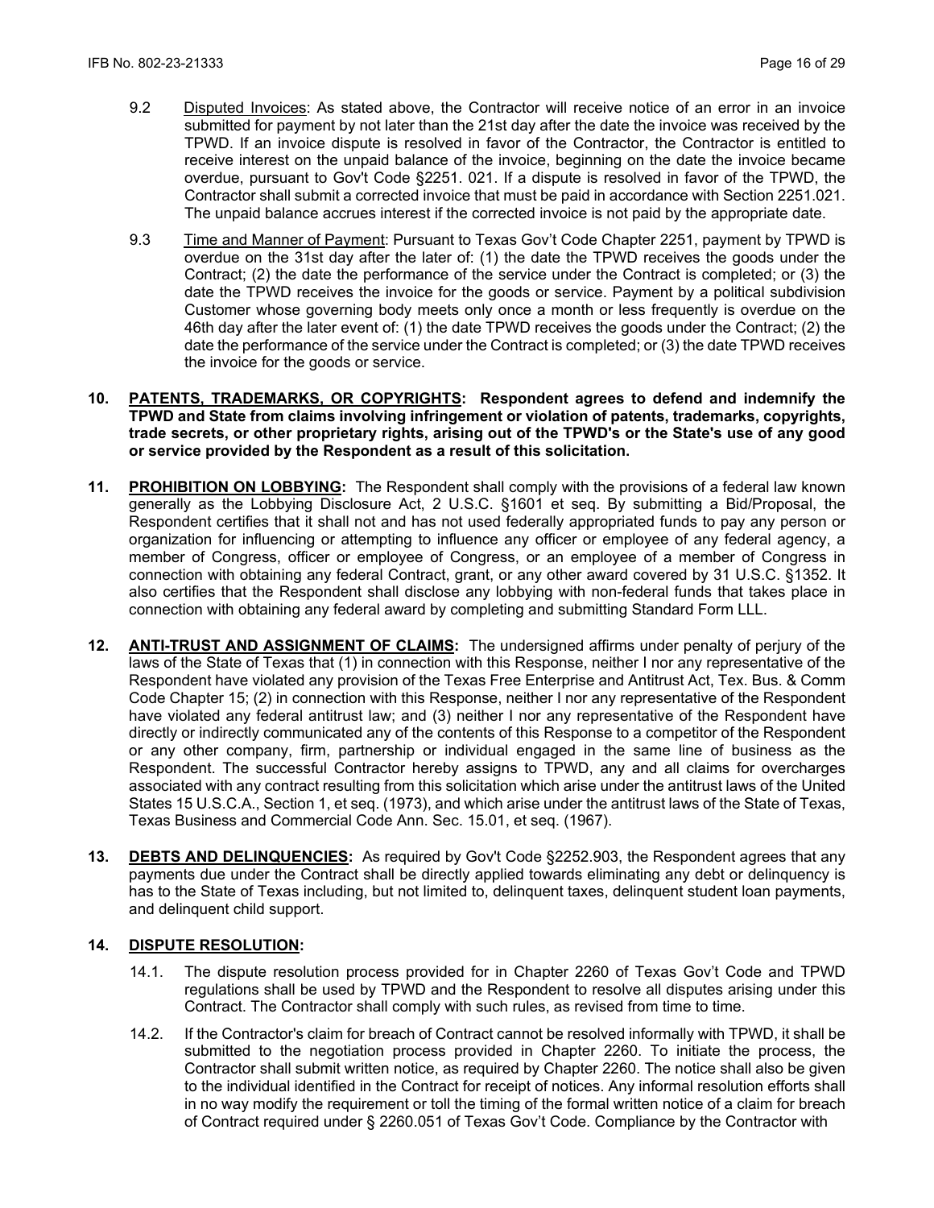9.2 Disputed Invoices: As stated above, the Contractor will receive notice of an error in an invoice submitted for payment by not later than the 21st day after the date the invoice was received by the TPWD. If an invoice dispute is resolved in favor of the Contractor, the Contractor is entitled to receive interest on the unpaid balance of the invoice, beginning on the date the invoice became overdue, pursuant to Gov't Code §2251. 021. If a dispute is resolved in favor of the TPWD, the Contractor shall submit a corrected invoice that must be paid in accordance with Section 2251.021. The unpaid balance accrues interest if the corrected invoice is not paid by the appropriate date.

9.3 Time and Manner of Payment: Pursuant to Texas Gov't Code Chapter 2251, payment by TPWD is overdue on the 31st day after the later of: (1) the date the TPWD receives the goods under the Contract; (2) the date the performance of the service under the Contract is completed; or (3) the date the TPWD receives the invoice for the goods or service. Payment by a political subdivision Customer whose governing body meets only once a month or less frequently is overdue on the 46th day after the later event of: (1) the date TPWD receives the goods under the Contract; (2) the date the performance of the service under the Contract is completed; or (3) the date TPWD receives the invoice for the goods or service.

**10. PATENTS, TRADEMARKS, OR COPYRIGHTS: Respondent agrees to defend and indemnify the TPWD and State from claims involving infringement or violation of patents, trademarks, copyrights, trade secrets, or other proprietary rights, arising out of the TPWD's or the State's use of any good or service provided by the Respondent as a result of this solicitation.**

**11. PROHIBITION ON LOBBYING:** The Respondent shall comply with the provisions of a federal law known generally as the Lobbying Disclosure Act, 2 U.S.C. §1601 et seq. By submitting a Bid/Proposal, the Respondent certifies that it shall not and has not used federally appropriated funds to pay any person or organization for influencing or attempting to influence any officer or employee of any federal agency, a member of Congress, officer or employee of Congress, or an employee of a member of Congress in connection with obtaining any federal Contract, grant, or any other award covered by 31 U.S.C. §1352. It also certifies that the Respondent shall disclose any lobbying with non-federal funds that takes place in connection with obtaining any federal award by completing and submitting Standard Form LLL.

**12. ANTI-TRUST AND ASSIGNMENT OF CLAIMS:** The undersigned affirms under penalty of perjury of the laws of the State of Texas that (1) in connection with this Response, neither I nor any representative of the Respondent have violated any provision of the Texas Free Enterprise and Antitrust Act, Tex. Bus. & Comm Code Chapter 15; (2) in connection with this Response, neither I nor any representative of the Respondent have violated any federal antitrust law; and (3) neither I nor any representative of the Respondent have directly or indirectly communicated any of the contents of this Response to a competitor of the Respondent or any other company, firm, partnership or individual engaged in the same line of business as the Respondent. The successful Contractor hereby assigns to TPWD, any and all claims for overcharges associated with any contract resulting from this solicitation which arise under the antitrust laws of the United States 15 U.S.C.A., Section 1, et seq. (1973), and which arise under the antitrust laws of the State of Texas, Texas Business and Commercial Code Ann. Sec. 15.01, et seq. (1967).

**13. DEBTS AND DELINQUENCIES:** As required by Gov't Code §2252.903, the Respondent agrees that any payments due under the Contract shall be directly applied towards eliminating any debt or delinquency is has to the State of Texas including, but not limited to, delinquent taxes, delinquent student loan payments, and delinquent child support.

**14. DISPUTE RESOLUTION:**

14.1. The dispute resolution process provided for in Chapter 2260 of Texas Gov't Code and TPWD regulations shall be used by TPWD and the Respondent to resolve all disputes arising under this Contract. The Contractor shall comply with such rules, as revised from time to time.

14.2. If the Contractor's claim for breach of Contract cannot be resolved informally with TPWD, it shall be submitted to the negotiation process provided in Chapter 2260. To initiate the process, the Contractor shall submit written notice, as required by Chapter 2260. The notice shall also be given to the individual identified in the Contract for receipt of notices. Any informal resolution efforts shall in no way modify the requirement or toll the timing of the formal written notice of a claim for breach of Contract required under § 2260.051 of Texas Gov't Code. Compliance by the Contractor with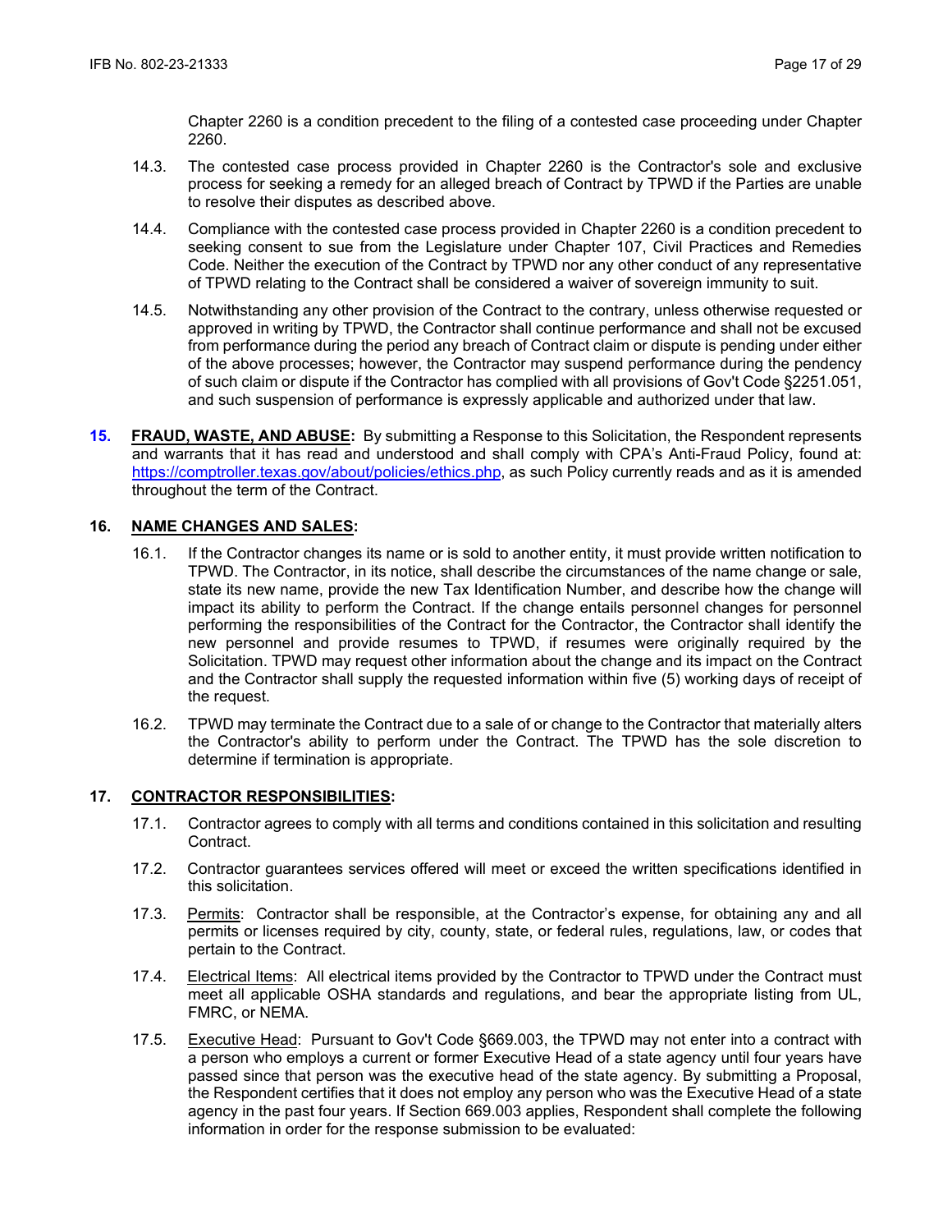Chapter 2260 is a condition precedent to the filing of a contested case proceeding under Chapter 2260.

14.3. The contested case process provided in Chapter 2260 is the Contractor's sole and exclusive process for seeking a remedy for an alleged breach of Contract by TPWD if the Parties are unable to resolve their disputes as described above.

14.4. Compliance with the contested case process provided in Chapter 2260 is a condition precedent to seeking consent to sue from the Legislature under Chapter 107, Civil Practices and Remedies Code. Neither the execution of the Contract by TPWD nor any other conduct of any representative of TPWD relating to the Contract shall be considered a waiver of sovereign immunity to suit.

14.5. Notwithstanding any other provision of the Contract to the contrary, unless otherwise requested or approved in writing by TPWD, the Contractor shall continue performance and shall not be excused from performance during the period any breach of Contract claim or dispute is pending under either of the above processes; however, the Contractor may suspend performance during the pendency of such claim or dispute if the Contractor has complied with all provisions of Gov't Code §2251.051, and such suspension of performance is expressly applicable and authorized under that law.

**15. <u>FRAUD, WASTE, AND ABUSE</u>:** By submitting a Response to this Solicitation, the Respondent represents and warrants that it has read and understood and shall comply with CPA's Anti-Fraud Policy, found at: https://comptroller.texas.gov/about/policies/ethics.php, as such Policy currently reads and as it is amended throughout the term of the Contract.

**16. <u>NAME CHANGES AND SALES</u>:**

16.1. If the Contractor changes its name or is sold to another entity, it must provide written notification to TPWD. The Contractor, in its notice, shall describe the circumstances of the name change or sale, state its new name, provide the new Tax Identification Number, and describe how the change will impact its ability to perform the Contract. If the change entails personnel changes for personnel performing the responsibilities of the Contract for the Contractor, the Contractor shall identify the new personnel and provide resumes to TPWD, if resumes were originally required by the Solicitation. TPWD may request other information about the change and its impact on the Contract and the Contractor shall supply the requested information within five (5) working days of receipt of the request.

16.2. TPWD may terminate the Contract due to a sale of or change to the Contractor that materially alters the Contractor's ability to perform under the Contract. The TPWD has the sole discretion to determine if termination is appropriate.

**17. <u>CONTRACTOR RESPONSIBILITIES</u>:**

17.1. Contractor agrees to comply with all terms and conditions contained in this solicitation and resulting Contract.

17.2. Contractor guarantees services offered will meet or exceed the written specifications identified in this solicitation.

17.3. <u>Permits</u>: Contractor shall be responsible, at the Contractor's expense, for obtaining any and all permits or licenses required by city, county, state, or federal rules, regulations, law, or codes that pertain to the Contract.

17.4. <u>Electrical Items</u>: All electrical items provided by the Contractor to TPWD under the Contract must meet all applicable OSHA standards and regulations, and bear the appropriate listing from UL, FMRC, or NEMA.

17.5. <u>Executive Head</u>: Pursuant to Gov't Code §669.003, the TPWD may not enter into a contract with a person who employs a current or former Executive Head of a state agency until four years have passed since that person was the executive head of the state agency. By submitting a Proposal, the Respondent certifies that it does not employ any person who was the Executive Head of a state agency in the past four years. If Section 669.003 applies, Respondent shall complete the following information in order for the response submission to be evaluated: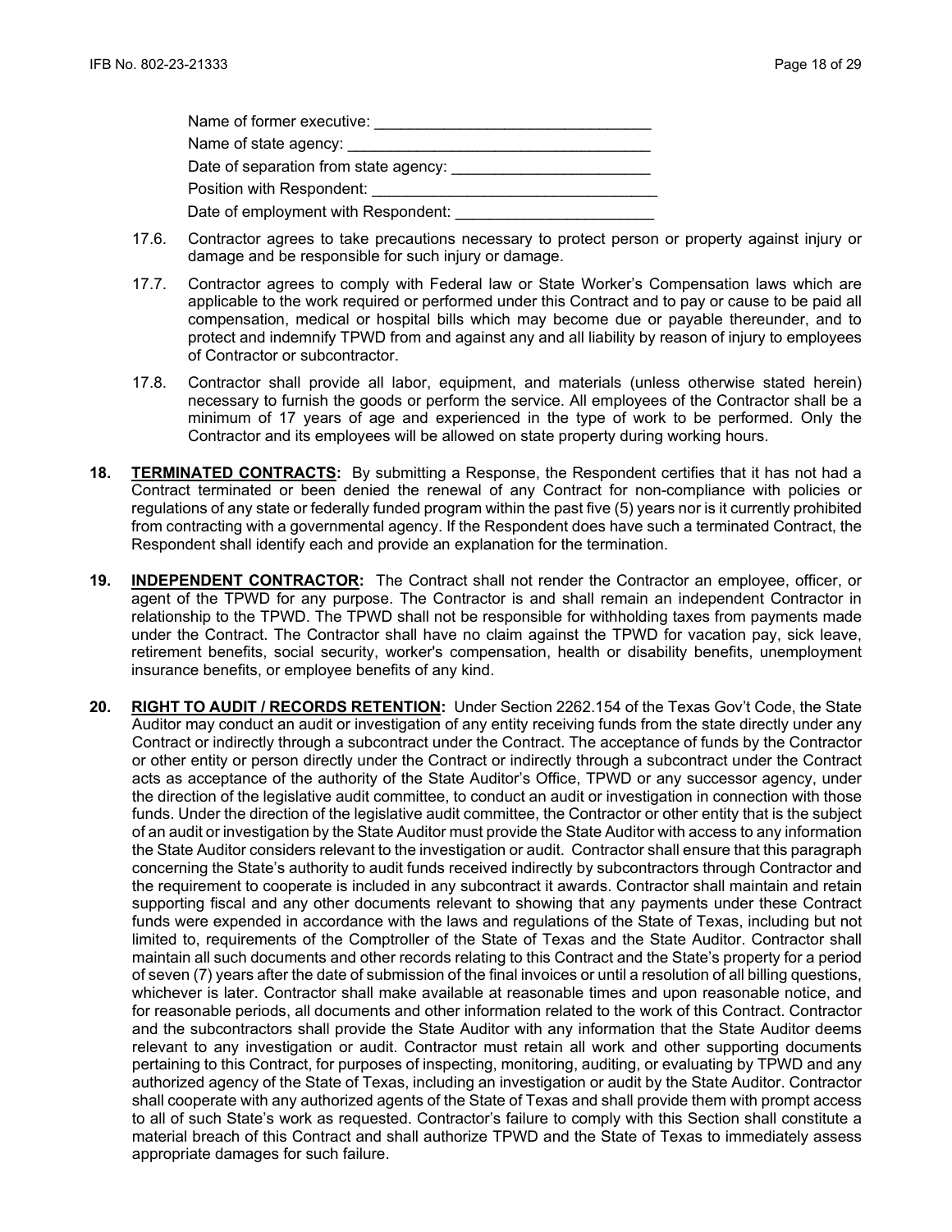Name of former executive: ________________________________

Name of state agency: ___________________________________

Date of separation from state agency: _______________________

Position with Respondent: _________________________________

Date of employment with Respondent: _______________________

17.6. Contractor agrees to take precautions necessary to protect person or property against injury or damage and be responsible for such injury or damage.

17.7. Contractor agrees to comply with Federal law or State Worker's Compensation laws which are applicable to the work required or performed under this Contract and to pay or cause to be paid all compensation, medical or hospital bills which may become due or payable thereunder, and to protect and indemnify TPWD from and against any and all liability by reason of injury to employees of Contractor or subcontractor.

17.8. Contractor shall provide all labor, equipment, and materials (unless otherwise stated herein) necessary to furnish the goods or perform the service. All employees of the Contractor shall be a minimum of 17 years of age and experienced in the type of work to be performed. Only the Contractor and its employees will be allowed on state property during working hours.

**18. TERMINATED CONTRACTS:** By submitting a Response, the Respondent certifies that it has not had a Contract terminated or been denied the renewal of any Contract for non-compliance with policies or regulations of any state or federally funded program within the past five (5) years nor is it currently prohibited from contracting with a governmental agency. If the Respondent does have such a terminated Contract, the Respondent shall identify each and provide an explanation for the termination.

**19. INDEPENDENT CONTRACTOR:** The Contract shall not render the Contractor an employee, officer, or agent of the TPWD for any purpose. The Contractor is and shall remain an independent Contractor in relationship to the TPWD. The TPWD shall not be responsible for withholding taxes from payments made under the Contract. The Contractor shall have no claim against the TPWD for vacation pay, sick leave, retirement benefits, social security, worker's compensation, health or disability benefits, unemployment insurance benefits, or employee benefits of any kind.

**20. RIGHT TO AUDIT / RECORDS RETENTION:** Under Section 2262.154 of the Texas Gov't Code, the State Auditor may conduct an audit or investigation of any entity receiving funds from the state directly under any Contract or indirectly through a subcontract under the Contract. The acceptance of funds by the Contractor or other entity or person directly under the Contract or indirectly through a subcontract under the Contract acts as acceptance of the authority of the State Auditor's Office, TPWD or any successor agency, under the direction of the legislative audit committee, to conduct an audit or investigation in connection with those funds. Under the direction of the legislative audit committee, the Contractor or other entity that is the subject of an audit or investigation by the State Auditor must provide the State Auditor with access to any information the State Auditor considers relevant to the investigation or audit. Contractor shall ensure that this paragraph concerning the State's authority to audit funds received indirectly by subcontractors through Contractor and the requirement to cooperate is included in any subcontract it awards. Contractor shall maintain and retain supporting fiscal and any other documents relevant to showing that any payments under these Contract funds were expended in accordance with the laws and regulations of the State of Texas, including but not limited to, requirements of the Comptroller of the State of Texas and the State Auditor. Contractor shall maintain all such documents and other records relating to this Contract and the State's property for a period of seven (7) years after the date of submission of the final invoices or until a resolution of all billing questions, whichever is later. Contractor shall make available at reasonable times and upon reasonable notice, and for reasonable periods, all documents and other information related to the work of this Contract. Contractor and the subcontractors shall provide the State Auditor with any information that the State Auditor deems relevant to any investigation or audit. Contractor must retain all work and other supporting documents pertaining to this Contract, for purposes of inspecting, monitoring, auditing, or evaluating by TPWD and any authorized agency of the State of Texas, including an investigation or audit by the State Auditor. Contractor shall cooperate with any authorized agents of the State of Texas and shall provide them with prompt access to all of such State's work as requested. Contractor's failure to comply with this Section shall constitute a material breach of this Contract and shall authorize TPWD and the State of Texas to immediately assess appropriate damages for such failure.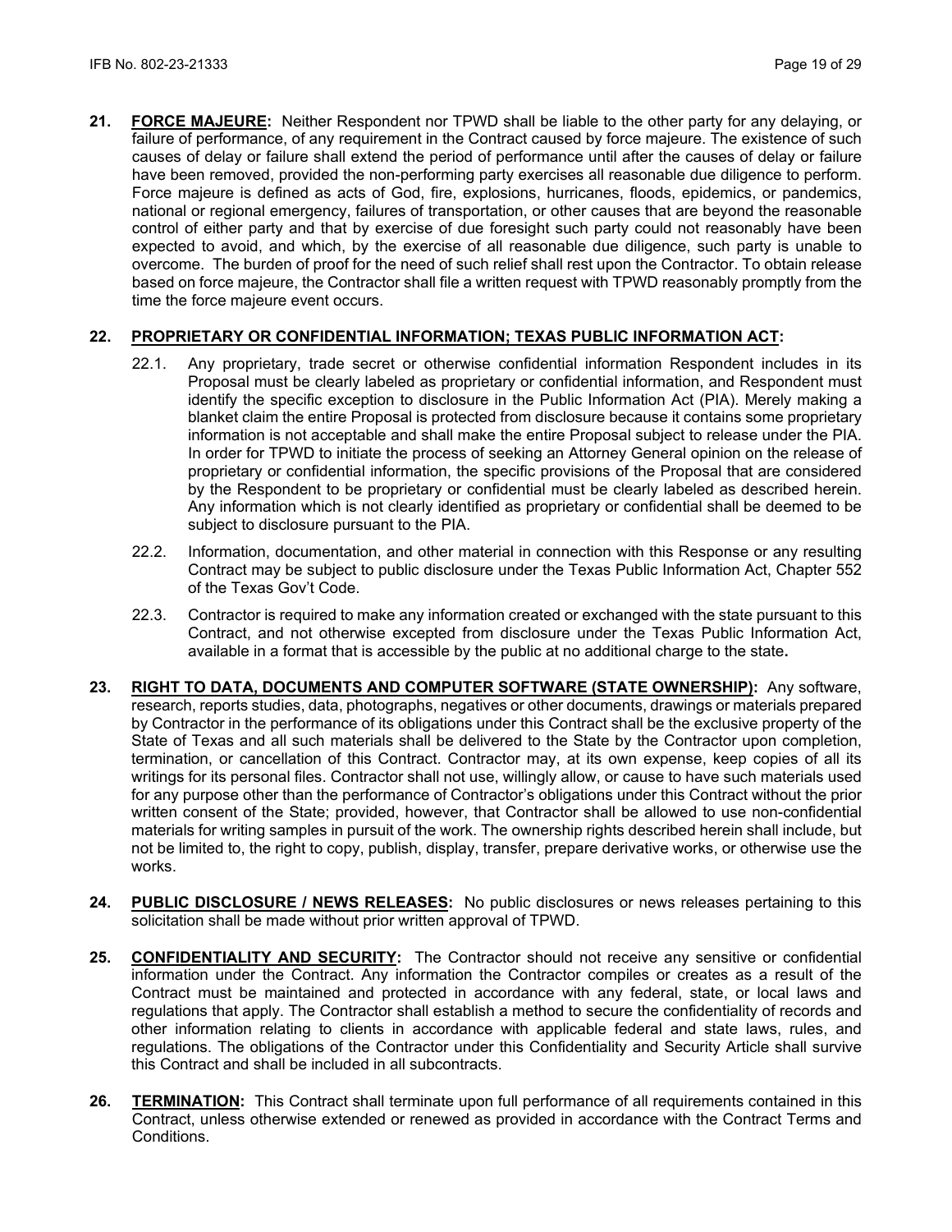**21. FORCE MAJEURE:** Neither Respondent nor TPWD shall be liable to the other party for any delaying, or failure of performance, of any requirement in the Contract caused by force majeure. The existence of such causes of delay or failure shall extend the period of performance until after the causes of delay or failure have been removed, provided the non-performing party exercises all reasonable due diligence to perform. Force majeure is defined as acts of God, fire, explosions, hurricanes, floods, epidemics, or pandemics, national or regional emergency, failures of transportation, or other causes that are beyond the reasonable control of either party and that by exercise of due foresight such party could not reasonably have been expected to avoid, and which, by the exercise of all reasonable due diligence, such party is unable to overcome. The burden of proof for the need of such relief shall rest upon the Contractor. To obtain release based on force majeure, the Contractor shall file a written request with TPWD reasonably promptly from the time the force majeure event occurs.

**22. PROPRIETARY OR CONFIDENTIAL INFORMATION; TEXAS PUBLIC INFORMATION ACT:**

22.1. Any proprietary, trade secret or otherwise confidential information Respondent includes in its Proposal must be clearly labeled as proprietary or confidential information, and Respondent must identify the specific exception to disclosure in the Public Information Act (PIA). Merely making a blanket claim the entire Proposal is protected from disclosure because it contains some proprietary information is not acceptable and shall make the entire Proposal subject to release under the PIA. In order for TPWD to initiate the process of seeking an Attorney General opinion on the release of proprietary or confidential information, the specific provisions of the Proposal that are considered by the Respondent to be proprietary or confidential must be clearly labeled as described herein. Any information which is not clearly identified as proprietary or confidential shall be deemed to be subject to disclosure pursuant to the PIA.

22.2. Information, documentation, and other material in connection with this Response or any resulting Contract may be subject to public disclosure under the Texas Public Information Act, Chapter 552 of the Texas Gov't Code.

22.3. Contractor is required to make any information created or exchanged with the state pursuant to this Contract, and not otherwise excepted from disclosure under the Texas Public Information Act, available in a format that is accessible by the public at no additional charge to the state.

**23. RIGHT TO DATA, DOCUMENTS AND COMPUTER SOFTWARE (STATE OWNERSHIP):** Any software, research, reports studies, data, photographs, negatives or other documents, drawings or materials prepared by Contractor in the performance of its obligations under this Contract shall be the exclusive property of the State of Texas and all such materials shall be delivered to the State by the Contractor upon completion, termination, or cancellation of this Contract. Contractor may, at its own expense, keep copies of all its writings for its personal files. Contractor shall not use, willingly allow, or cause to have such materials used for any purpose other than the performance of Contractor's obligations under this Contract without the prior written consent of the State; provided, however, that Contractor shall be allowed to use non-confidential materials for writing samples in pursuit of the work. The ownership rights described herein shall include, but not be limited to, the right to copy, publish, display, transfer, prepare derivative works, or otherwise use the works.

**24. PUBLIC DISCLOSURE / NEWS RELEASES:** No public disclosures or news releases pertaining to this solicitation shall be made without prior written approval of TPWD.

**25. CONFIDENTIALITY AND SECURITY:** The Contractor should not receive any sensitive or confidential information under the Contract. Any information the Contractor compiles or creates as a result of the Contract must be maintained and protected in accordance with any federal, state, or local laws and regulations that apply. The Contractor shall establish a method to secure the confidentiality of records and other information relating to clients in accordance with applicable federal and state laws, rules, and regulations. The obligations of the Contractor under this Confidentiality and Security Article shall survive this Contract and shall be included in all subcontracts.

**26. TERMINATION:** This Contract shall terminate upon full performance of all requirements contained in this Contract, unless otherwise extended or renewed as provided in accordance with the Contract Terms and Conditions.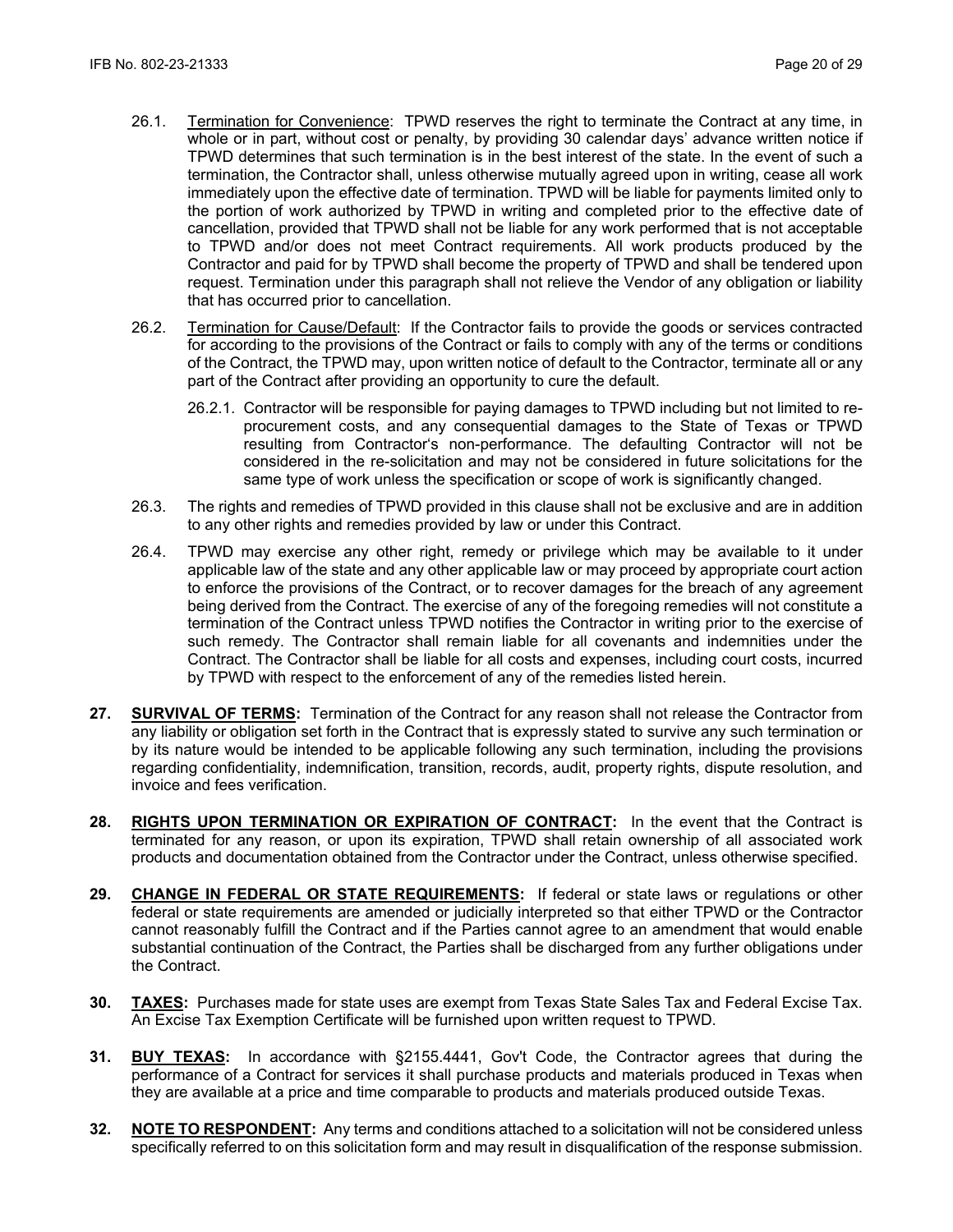26.1. Termination for Convenience: TPWD reserves the right to terminate the Contract at any time, in whole or in part, without cost or penalty, by providing 30 calendar days' advance written notice if TPWD determines that such termination is in the best interest of the state. In the event of such a termination, the Contractor shall, unless otherwise mutually agreed upon in writing, cease all work immediately upon the effective date of termination. TPWD will be liable for payments limited only to the portion of work authorized by TPWD in writing and completed prior to the effective date of cancellation, provided that TPWD shall not be liable for any work performed that is not acceptable to TPWD and/or does not meet Contract requirements. All work products produced by the Contractor and paid for by TPWD shall become the property of TPWD and shall be tendered upon request. Termination under this paragraph shall not relieve the Vendor of any obligation or liability that has occurred prior to cancellation.

26.2. Termination for Cause/Default: If the Contractor fails to provide the goods or services contracted for according to the provisions of the Contract or fails to comply with any of the terms or conditions of the Contract, the TPWD may, upon written notice of default to the Contractor, terminate all or any part of the Contract after providing an opportunity to cure the default.

26.2.1. Contractor will be responsible for paying damages to TPWD including but not limited to re-procurement costs, and any consequential damages to the State of Texas or TPWD resulting from Contractor's non-performance. The defaulting Contractor will not be considered in the re-solicitation and may not be considered in future solicitations for the same type of work unless the specification or scope of work is significantly changed.

26.3. The rights and remedies of TPWD provided in this clause shall not be exclusive and are in addition to any other rights and remedies provided by law or under this Contract.

26.4. TPWD may exercise any other right, remedy or privilege which may be available to it under applicable law of the state and any other applicable law or may proceed by appropriate court action to enforce the provisions of the Contract, or to recover damages for the breach of any agreement being derived from the Contract. The exercise of any of the foregoing remedies will not constitute a termination of the Contract unless TPWD notifies the Contractor in writing prior to the exercise of such remedy. The Contractor shall remain liable for all covenants and indemnities under the Contract. The Contractor shall be liable for all costs and expenses, including court costs, incurred by TPWD with respect to the enforcement of any of the remedies listed herein.

**27. SURVIVAL OF TERMS:** Termination of the Contract for any reason shall not release the Contractor from any liability or obligation set forth in the Contract that is expressly stated to survive any such termination or by its nature would be intended to be applicable following any such termination, including the provisions regarding confidentiality, indemnification, transition, records, audit, property rights, dispute resolution, and invoice and fees verification.

**28. RIGHTS UPON TERMINATION OR EXPIRATION OF CONTRACT:** In the event that the Contract is terminated for any reason, or upon its expiration, TPWD shall retain ownership of all associated work products and documentation obtained from the Contractor under the Contract, unless otherwise specified.

**29. CHANGE IN FEDERAL OR STATE REQUIREMENTS:** If federal or state laws or regulations or other federal or state requirements are amended or judicially interpreted so that either TPWD or the Contractor cannot reasonably fulfill the Contract and if the Parties cannot agree to an amendment that would enable substantial continuation of the Contract, the Parties shall be discharged from any further obligations under the Contract.

**30. TAXES:** Purchases made for state uses are exempt from Texas State Sales Tax and Federal Excise Tax. An Excise Tax Exemption Certificate will be furnished upon written request to TPWD.

**31. BUY TEXAS:** In accordance with §2155.4441, Gov't Code, the Contractor agrees that during the performance of a Contract for services it shall purchase products and materials produced in Texas when they are available at a price and time comparable to products and materials produced outside Texas.

**32. NOTE TO RESPONDENT:** Any terms and conditions attached to a solicitation will not be considered unless specifically referred to on this solicitation form and may result in disqualification of the response submission.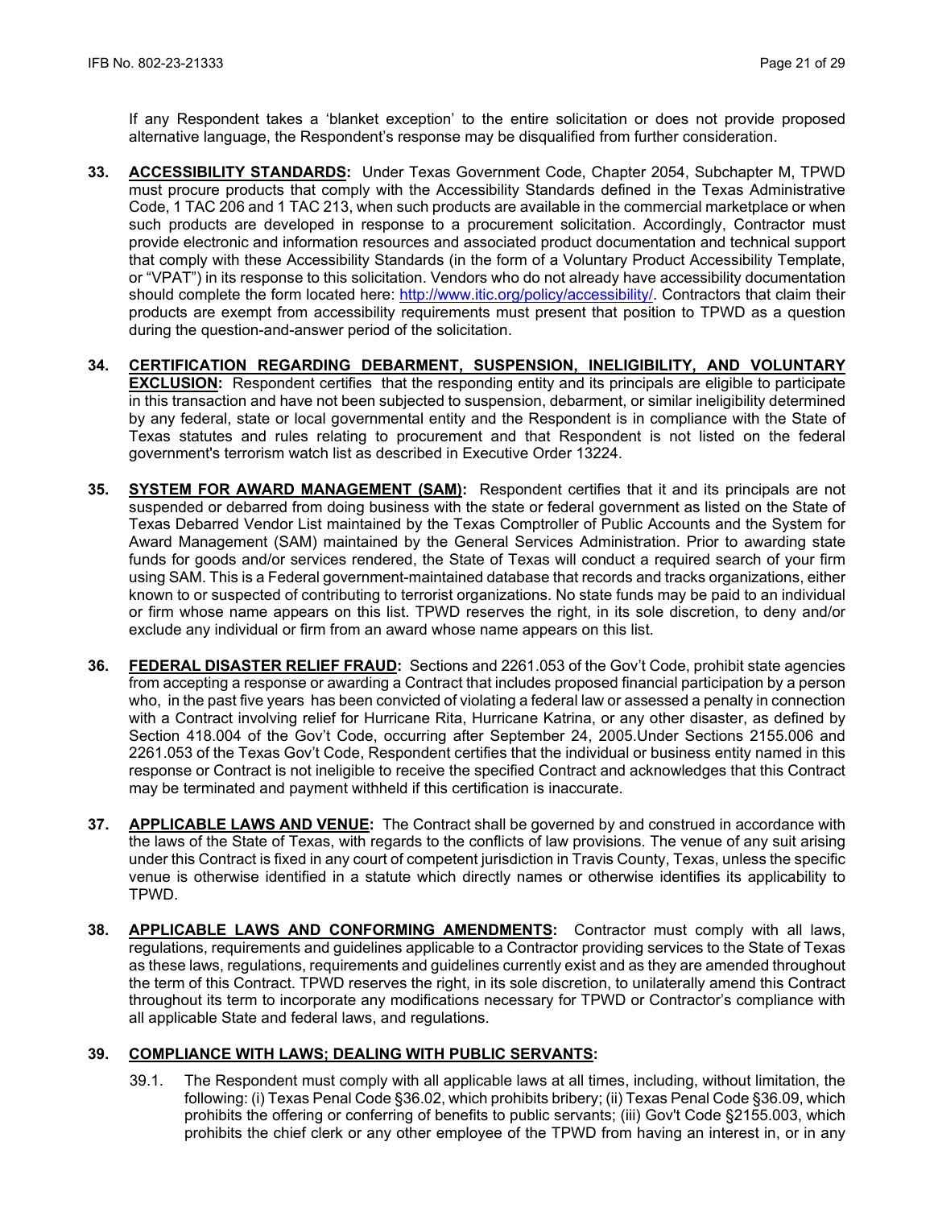If any Respondent takes a 'blanket exception' to the entire solicitation or does not provide proposed alternative language, the Respondent's response may be disqualified from further consideration.

**33. ACCESSIBILITY STANDARDS:** Under Texas Government Code, Chapter 2054, Subchapter M, TPWD must procure products that comply with the Accessibility Standards defined in the Texas Administrative Code, 1 TAC 206 and 1 TAC 213, when such products are available in the commercial marketplace or when such products are developed in response to a procurement solicitation. Accordingly, Contractor must provide electronic and information resources and associated product documentation and technical support that comply with these Accessibility Standards (in the form of a Voluntary Product Accessibility Template, or "VPAT") in its response to this solicitation. Vendors who do not already have accessibility documentation should complete the form located here: http://www.itic.org/policy/accessibility/. Contractors that claim their products are exempt from accessibility requirements must present that position to TPWD as a question during the question-and-answer period of the solicitation.

**34. CERTIFICATION REGARDING DEBARMENT, SUSPENSION, INELIGIBILITY, AND VOLUNTARY EXCLUSION:** Respondent certifies that the responding entity and its principals are eligible to participate in this transaction and have not been subjected to suspension, debarment, or similar ineligibility determined by any federal, state or local governmental entity and the Respondent is in compliance with the State of Texas statutes and rules relating to procurement and that Respondent is not listed on the federal government's terrorism watch list as described in Executive Order 13224.

**35. SYSTEM FOR AWARD MANAGEMENT (SAM):** Respondent certifies that it and its principals are not suspended or debarred from doing business with the state or federal government as listed on the State of Texas Debarred Vendor List maintained by the Texas Comptroller of Public Accounts and the System for Award Management (SAM) maintained by the General Services Administration. Prior to awarding state funds for goods and/or services rendered, the State of Texas will conduct a required search of your firm using SAM. This is a Federal government-maintained database that records and tracks organizations, either known to or suspected of contributing to terrorist organizations. No state funds may be paid to an individual or firm whose name appears on this list. TPWD reserves the right, in its sole discretion, to deny and/or exclude any individual or firm from an award whose name appears on this list.

**36. FEDERAL DISASTER RELIEF FRAUD:** Sections and 2261.053 of the Gov't Code, prohibit state agencies from accepting a response or awarding a Contract that includes proposed financial participation by a person who, in the past five years has been convicted of violating a federal law or assessed a penalty in connection with a Contract involving relief for Hurricane Rita, Hurricane Katrina, or any other disaster, as defined by Section 418.004 of the Gov't Code, occurring after September 24, 2005.Under Sections 2155.006 and 2261.053 of the Texas Gov't Code, Respondent certifies that the individual or business entity named in this response or Contract is not ineligible to receive the specified Contract and acknowledges that this Contract may be terminated and payment withheld if this certification is inaccurate.

**37. APPLICABLE LAWS AND VENUE:** The Contract shall be governed by and construed in accordance with the laws of the State of Texas, with regards to the conflicts of law provisions. The venue of any suit arising under this Contract is fixed in any court of competent jurisdiction in Travis County, Texas, unless the specific venue is otherwise identified in a statute which directly names or otherwise identifies its applicability to TPWD.

**38. APPLICABLE LAWS AND CONFORMING AMENDMENTS:** Contractor must comply with all laws, regulations, requirements and guidelines applicable to a Contractor providing services to the State of Texas as these laws, regulations, requirements and guidelines currently exist and as they are amended throughout the term of this Contract. TPWD reserves the right, in its sole discretion, to unilaterally amend this Contract throughout its term to incorporate any modifications necessary for TPWD or Contractor's compliance with all applicable State and federal laws, and regulations.

**39. COMPLIANCE WITH LAWS; DEALING WITH PUBLIC SERVANTS:**

39.1. The Respondent must comply with all applicable laws at all times, including, without limitation, the following: (i) Texas Penal Code §36.02, which prohibits bribery; (ii) Texas Penal Code §36.09, which prohibits the offering or conferring of benefits to public servants; (iii) Gov't Code §2155.003, which prohibits the chief clerk or any other employee of the TPWD from having an interest in, or in any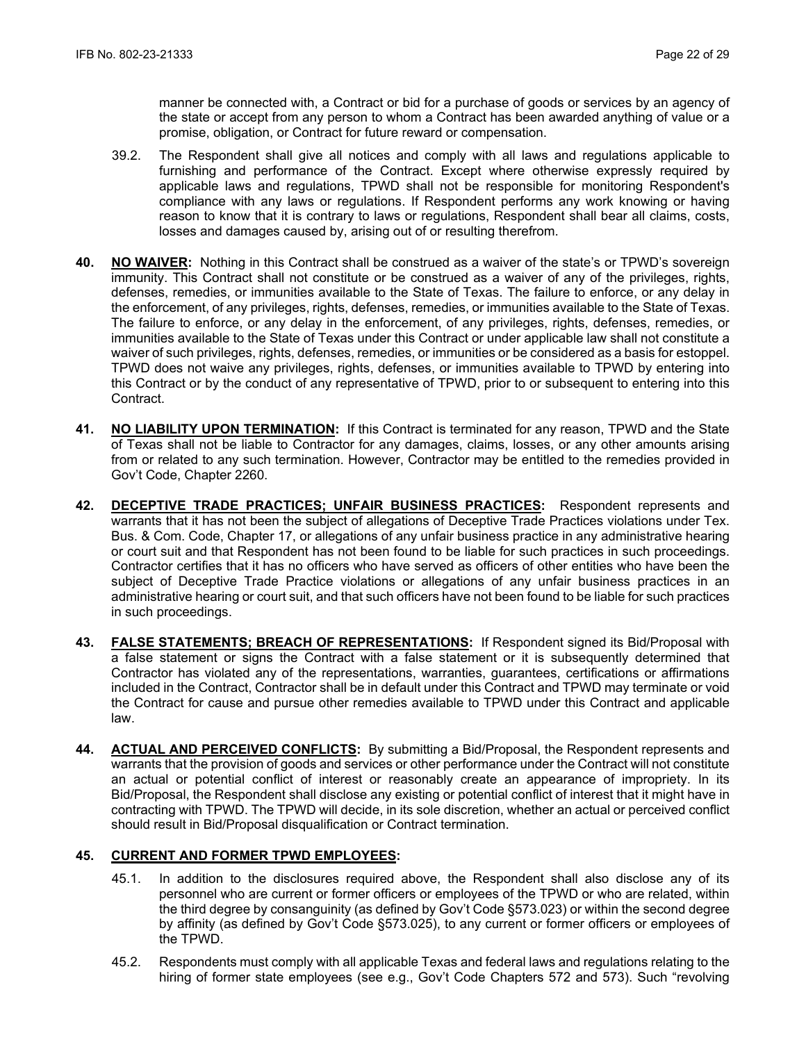manner be connected with, a Contract or bid for a purchase of goods or services by an agency of the state or accept from any person to whom a Contract has been awarded anything of value or a promise, obligation, or Contract for future reward or compensation.

39.2. The Respondent shall give all notices and comply with all laws and regulations applicable to furnishing and performance of the Contract. Except where otherwise expressly required by applicable laws and regulations, TPWD shall not be responsible for monitoring Respondent's compliance with any laws or regulations. If Respondent performs any work knowing or having reason to know that it is contrary to laws or regulations, Respondent shall bear all claims, costs, losses and damages caused by, arising out of or resulting therefrom.

**40. <u>NO WAIVER</u>:** Nothing in this Contract shall be construed as a waiver of the state's or TPWD's sovereign immunity. This Contract shall not constitute or be construed as a waiver of any of the privileges, rights, defenses, remedies, or immunities available to the State of Texas. The failure to enforce, or any delay in the enforcement, of any privileges, rights, defenses, remedies, or immunities available to the State of Texas. The failure to enforce, or any delay in the enforcement, of any privileges, rights, defenses, remedies, or immunities available to the State of Texas under this Contract or under applicable law shall not constitute a waiver of such privileges, rights, defenses, remedies, or immunities or be considered as a basis for estoppel. TPWD does not waive any privileges, rights, defenses, or immunities available to TPWD by entering into this Contract or by the conduct of any representative of TPWD, prior to or subsequent to entering into this Contract.

**41. <u>NO LIABILITY UPON TERMINATION</u>:** If this Contract is terminated for any reason, TPWD and the State of Texas shall not be liable to Contractor for any damages, claims, losses, or any other amounts arising from or related to any such termination. However, Contractor may be entitled to the remedies provided in Gov't Code, Chapter 2260.

**42. <u>DECEPTIVE TRADE PRACTICES; UNFAIR BUSINESS PRACTICES</u>:** Respondent represents and warrants that it has not been the subject of allegations of Deceptive Trade Practices violations under Tex. Bus. & Com. Code, Chapter 17, or allegations of any unfair business practice in any administrative hearing or court suit and that Respondent has not been found to be liable for such practices in such proceedings. Contractor certifies that it has no officers who have served as officers of other entities who have been the subject of Deceptive Trade Practice violations or allegations of any unfair business practices in an administrative hearing or court suit, and that such officers have not been found to be liable for such practices in such proceedings.

**43. <u>FALSE STATEMENTS; BREACH OF REPRESENTATIONS</u>:** If Respondent signed its Bid/Proposal with a false statement or signs the Contract with a false statement or it is subsequently determined that Contractor has violated any of the representations, warranties, guarantees, certifications or affirmations included in the Contract, Contractor shall be in default under this Contract and TPWD may terminate or void the Contract for cause and pursue other remedies available to TPWD under this Contract and applicable law.

**44. <u>ACTUAL AND PERCEIVED CONFLICTS</u>:** By submitting a Bid/Proposal, the Respondent represents and warrants that the provision of goods and services or other performance under the Contract will not constitute an actual or potential conflict of interest or reasonably create an appearance of impropriety. In its Bid/Proposal, the Respondent shall disclose any existing or potential conflict of interest that it might have in contracting with TPWD. The TPWD will decide, in its sole discretion, whether an actual or perceived conflict should result in Bid/Proposal disqualification or Contract termination.

**45. <u>CURRENT AND FORMER TPWD EMPLOYEES</u>:**

45.1. In addition to the disclosures required above, the Respondent shall also disclose any of its personnel who are current or former officers or employees of the TPWD or who are related, within the third degree by consanguinity (as defined by Gov't Code §573.023) or within the second degree by affinity (as defined by Gov't Code §573.025), to any current or former officers or employees of the TPWD.

45.2. Respondents must comply with all applicable Texas and federal laws and regulations relating to the hiring of former state employees (see e.g., Gov't Code Chapters 572 and 573). Such "revolving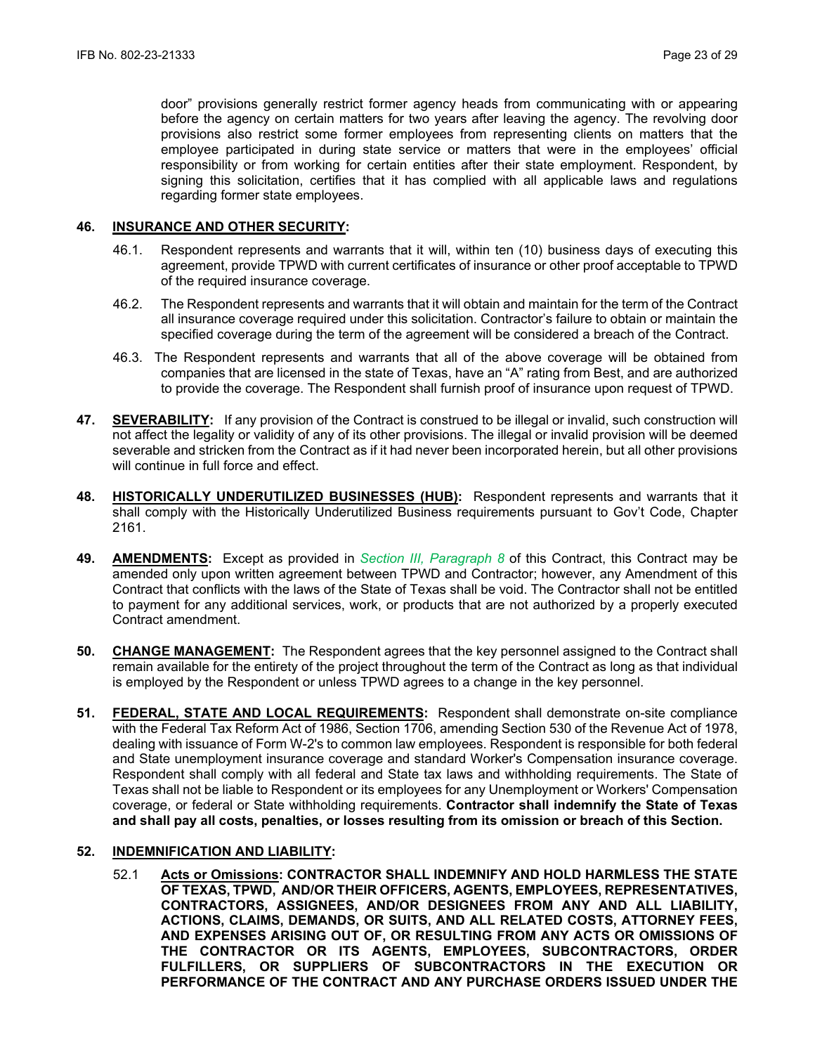door" provisions generally restrict former agency heads from communicating with or appearing before the agency on certain matters for two years after leaving the agency. The revolving door provisions also restrict some former employees from representing clients on matters that the employee participated in during state service or matters that were in the employees' official responsibility or from working for certain entities after their state employment. Respondent, by signing this solicitation, certifies that it has complied with all applicable laws and regulations regarding former state employees.

**46. <u>INSURANCE AND OTHER SECURITY</u>:**

46.1. Respondent represents and warrants that it will, within ten (10) business days of executing this agreement, provide TPWD with current certificates of insurance or other proof acceptable to TPWD of the required insurance coverage.

46.2. The Respondent represents and warrants that it will obtain and maintain for the term of the Contract all insurance coverage required under this solicitation. Contractor's failure to obtain or maintain the specified coverage during the term of the agreement will be considered a breach of the Contract.

46.3. The Respondent represents and warrants that all of the above coverage will be obtained from companies that are licensed in the state of Texas, have an "A" rating from Best, and are authorized to provide the coverage. The Respondent shall furnish proof of insurance upon request of TPWD.

**47. <u>SEVERABILITY</u>:** If any provision of the Contract is construed to be illegal or invalid, such construction will not affect the legality or validity of any of its other provisions. The illegal or invalid provision will be deemed severable and stricken from the Contract as if it had never been incorporated herein, but all other provisions will continue in full force and effect.

**48. <u>HISTORICALLY UNDERUTILIZED BUSINESSES (HUB)</u>:** Respondent represents and warrants that it shall comply with the Historically Underutilized Business requirements pursuant to Gov't Code, Chapter 2161.

**49. <u>AMENDMENTS</u>:** Except as provided in *Section III, Paragraph 8* of this Contract, this Contract may be amended only upon written agreement between TPWD and Contractor; however, any Amendment of this Contract that conflicts with the laws of the State of Texas shall be void. The Contractor shall not be entitled to payment for any additional services, work, or products that are not authorized by a properly executed Contract amendment.

**50. <u>CHANGE MANAGEMENT</u>:** The Respondent agrees that the key personnel assigned to the Contract shall remain available for the entirety of the project throughout the term of the Contract as long as that individual is employed by the Respondent or unless TPWD agrees to a change in the key personnel.

**51. <u>FEDERAL, STATE AND LOCAL REQUIREMENTS</u>:** Respondent shall demonstrate on-site compliance with the Federal Tax Reform Act of 1986, Section 1706, amending Section 530 of the Revenue Act of 1978, dealing with issuance of Form W-2's to common law employees. Respondent is responsible for both federal and State unemployment insurance coverage and standard Worker's Compensation insurance coverage. Respondent shall comply with all federal and State tax laws and withholding requirements. The State of Texas shall not be liable to Respondent or its employees for any Unemployment or Workers' Compensation coverage, or federal or State withholding requirements. **Contractor shall indemnify the State of Texas and shall pay all costs, penalties, or losses resulting from its omission or breach of this Section.**

**52. <u>INDEMNIFICATION AND LIABILITY</u>:**

52.1 **<u>Acts or Omissions</u>: CONTRACTOR SHALL INDEMNIFY AND HOLD HARMLESS THE STATE OF TEXAS, TPWD, AND/OR THEIR OFFICERS, AGENTS, EMPLOYEES, REPRESENTATIVES, CONTRACTORS, ASSIGNEES, AND/OR DESIGNEES FROM ANY AND ALL LIABILITY, ACTIONS, CLAIMS, DEMANDS, OR SUITS, AND ALL RELATED COSTS, ATTORNEY FEES, AND EXPENSES ARISING OUT OF, OR RESULTING FROM ANY ACTS OR OMISSIONS OF THE CONTRACTOR OR ITS AGENTS, EMPLOYEES, SUBCONTRACTORS, ORDER FULFILLERS, OR SUPPLIERS OF SUBCONTRACTORS IN THE EXECUTION OR PERFORMANCE OF THE CONTRACT AND ANY PURCHASE ORDERS ISSUED UNDER THE**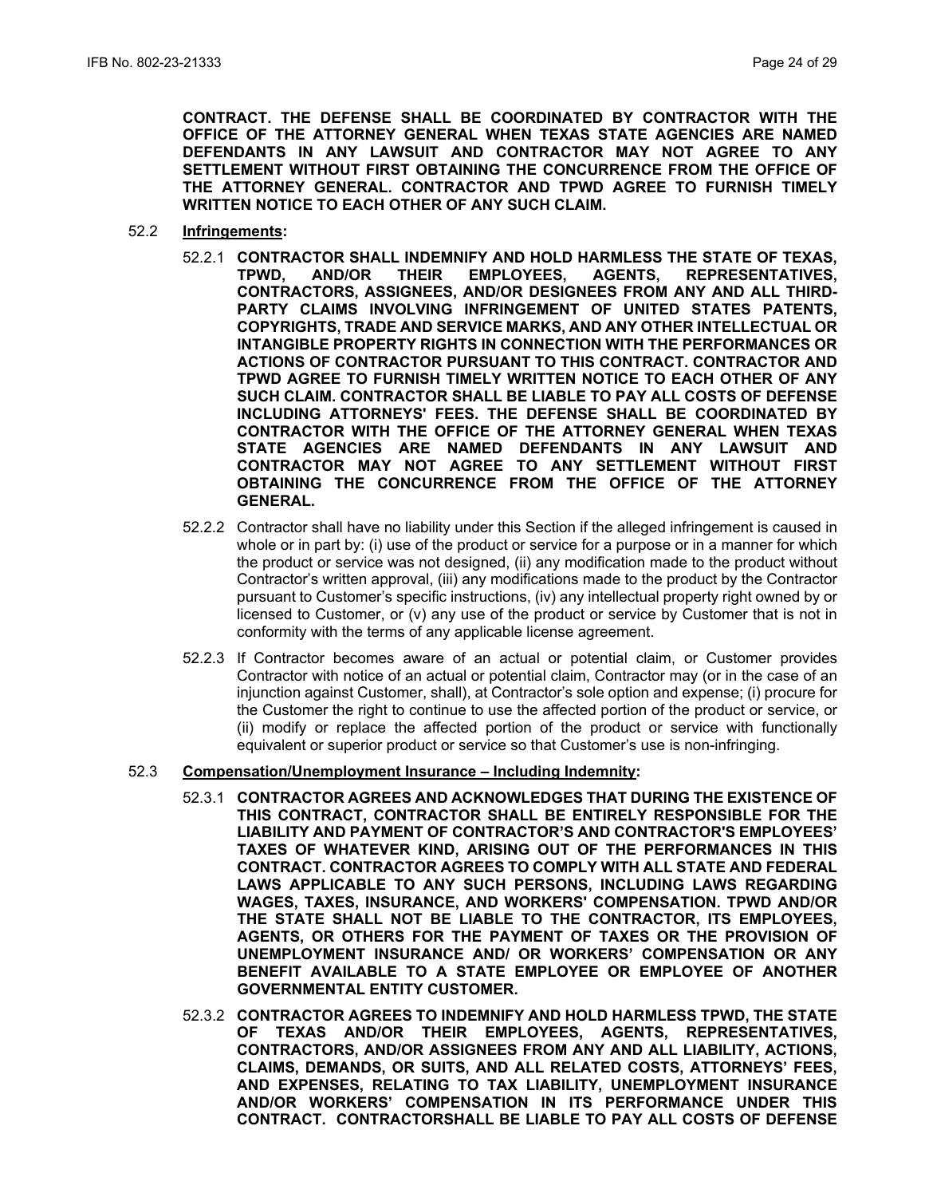**CONTRACT. THE DEFENSE SHALL BE COORDINATED BY CONTRACTOR WITH THE OFFICE OF THE ATTORNEY GENERAL WHEN TEXAS STATE AGENCIES ARE NAMED DEFENDANTS IN ANY LAWSUIT AND CONTRACTOR MAY NOT AGREE TO ANY SETTLEMENT WITHOUT FIRST OBTAINING THE CONCURRENCE FROM THE OFFICE OF THE ATTORNEY GENERAL. CONTRACTOR AND TPWD AGREE TO FURNISH TIMELY WRITTEN NOTICE TO EACH OTHER OF ANY SUCH CLAIM.**

52.2 **Infringements:**

52.2.1 **CONTRACTOR SHALL INDEMNIFY AND HOLD HARMLESS THE STATE OF TEXAS, TPWD, AND/OR THEIR EMPLOYEES, AGENTS, REPRESENTATIVES, CONTRACTORS, ASSIGNEES, AND/OR DESIGNEES FROM ANY AND ALL THIRD-PARTY CLAIMS INVOLVING INFRINGEMENT OF UNITED STATES PATENTS, COPYRIGHTS, TRADE AND SERVICE MARKS, AND ANY OTHER INTELLECTUAL OR INTANGIBLE PROPERTY RIGHTS IN CONNECTION WITH THE PERFORMANCES OR ACTIONS OF CONTRACTOR PURSUANT TO THIS CONTRACT. CONTRACTOR AND TPWD AGREE TO FURNISH TIMELY WRITTEN NOTICE TO EACH OTHER OF ANY SUCH CLAIM. CONTRACTOR SHALL BE LIABLE TO PAY ALL COSTS OF DEFENSE INCLUDING ATTORNEYS' FEES. THE DEFENSE SHALL BE COORDINATED BY CONTRACTOR WITH THE OFFICE OF THE ATTORNEY GENERAL WHEN TEXAS STATE AGENCIES ARE NAMED DEFENDANTS IN ANY LAWSUIT AND CONTRACTOR MAY NOT AGREE TO ANY SETTLEMENT WITHOUT FIRST OBTAINING THE CONCURRENCE FROM THE OFFICE OF THE ATTORNEY GENERAL.**

52.2.2 Contractor shall have no liability under this Section if the alleged infringement is caused in whole or in part by: (i) use of the product or service for a purpose or in a manner for which the product or service was not designed, (ii) any modification made to the product without Contractor's written approval, (iii) any modifications made to the product by the Contractor pursuant to Customer's specific instructions, (iv) any intellectual property right owned by or licensed to Customer, or (v) any use of the product or service by Customer that is not in conformity with the terms of any applicable license agreement.

52.2.3 If Contractor becomes aware of an actual or potential claim, or Customer provides Contractor with notice of an actual or potential claim, Contractor may (or in the case of an injunction against Customer, shall), at Contractor's sole option and expense; (i) procure for the Customer the right to continue to use the affected portion of the product or service, or (ii) modify or replace the affected portion of the product or service with functionally equivalent or superior product or service so that Customer's use is non-infringing.

52.3 **Compensation/Unemployment Insurance – Including Indemnity:**

52.3.1 **CONTRACTOR AGREES AND ACKNOWLEDGES THAT DURING THE EXISTENCE OF THIS CONTRACT, CONTRACTOR SHALL BE ENTIRELY RESPONSIBLE FOR THE LIABILITY AND PAYMENT OF CONTRACTOR'S AND CONTRACTOR'S EMPLOYEES' TAXES OF WHATEVER KIND, ARISING OUT OF THE PERFORMANCES IN THIS CONTRACT. CONTRACTOR AGREES TO COMPLY WITH ALL STATE AND FEDERAL LAWS APPLICABLE TO ANY SUCH PERSONS, INCLUDING LAWS REGARDING WAGES, TAXES, INSURANCE, AND WORKERS' COMPENSATION. TPWD AND/OR THE STATE SHALL NOT BE LIABLE TO THE CONTRACTOR, ITS EMPLOYEES, AGENTS, OR OTHERS FOR THE PAYMENT OF TAXES OR THE PROVISION OF UNEMPLOYMENT INSURANCE AND/ OR WORKERS' COMPENSATION OR ANY BENEFIT AVAILABLE TO A STATE EMPLOYEE OR EMPLOYEE OF ANOTHER GOVERNMENTAL ENTITY CUSTOMER.**

52.3.2 **CONTRACTOR AGREES TO INDEMNIFY AND HOLD HARMLESS TPWD, THE STATE OF TEXAS AND/OR THEIR EMPLOYEES, AGENTS, REPRESENTATIVES, CONTRACTORS, AND/OR ASSIGNEES FROM ANY AND ALL LIABILITY, ACTIONS, CLAIMS, DEMANDS, OR SUITS, AND ALL RELATED COSTS, ATTORNEYS' FEES, AND EXPENSES, RELATING TO TAX LIABILITY, UNEMPLOYMENT INSURANCE AND/OR WORKERS' COMPENSATION IN ITS PERFORMANCE UNDER THIS CONTRACT. CONTRACTORSHALL BE LIABLE TO PAY ALL COSTS OF DEFENSE**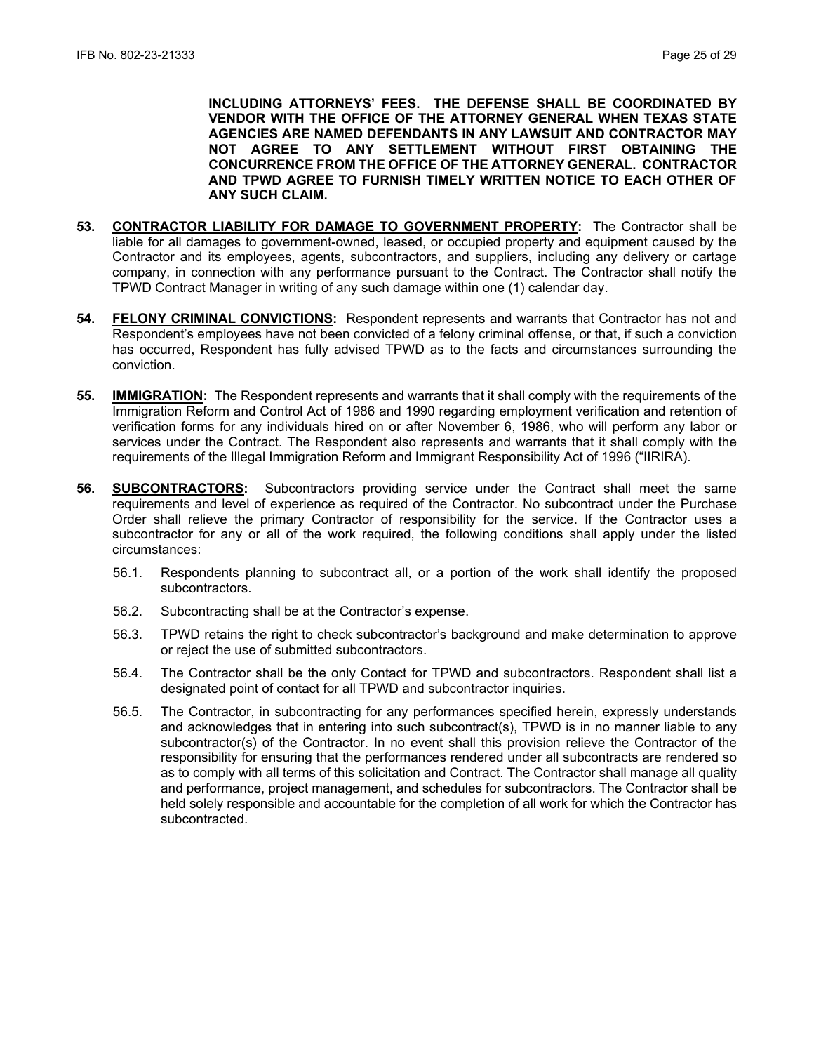**INCLUDING ATTORNEYS' FEES. THE DEFENSE SHALL BE COORDINATED BY VENDOR WITH THE OFFICE OF THE ATTORNEY GENERAL WHEN TEXAS STATE AGENCIES ARE NAMED DEFENDANTS IN ANY LAWSUIT AND CONTRACTOR MAY NOT AGREE TO ANY SETTLEMENT WITHOUT FIRST OBTAINING THE CONCURRENCE FROM THE OFFICE OF THE ATTORNEY GENERAL. CONTRACTOR AND TPWD AGREE TO FURNISH TIMELY WRITTEN NOTICE TO EACH OTHER OF ANY SUCH CLAIM.**

**53.** **<u>CONTRACTOR LIABILITY FOR DAMAGE TO GOVERNMENT PROPERTY</u>:** The Contractor shall be liable for all damages to government-owned, leased, or occupied property and equipment caused by the Contractor and its employees, agents, subcontractors, and suppliers, including any delivery or cartage company, in connection with any performance pursuant to the Contract. The Contractor shall notify the TPWD Contract Manager in writing of any such damage within one (1) calendar day.

**54.** **<u>FELONY CRIMINAL CONVICTIONS</u>:** Respondent represents and warrants that Contractor has not and Respondent's employees have not been convicted of a felony criminal offense, or that, if such a conviction has occurred, Respondent has fully advised TPWD as to the facts and circumstances surrounding the conviction.

**55.** **<u>IMMIGRATION</u>:** The Respondent represents and warrants that it shall comply with the requirements of the Immigration Reform and Control Act of 1986 and 1990 regarding employment verification and retention of verification forms for any individuals hired on or after November 6, 1986, who will perform any labor or services under the Contract. The Respondent also represents and warrants that it shall comply with the requirements of the Illegal Immigration Reform and Immigrant Responsibility Act of 1996 ("IIRIRA).

**56.** **<u>SUBCONTRACTORS</u>:** Subcontractors providing service under the Contract shall meet the same requirements and level of experience as required of the Contractor. No subcontract under the Purchase Order shall relieve the primary Contractor of responsibility for the service. If the Contractor uses a subcontractor for any or all of the work required, the following conditions shall apply under the listed circumstances:

56.1. Respondents planning to subcontract all, or a portion of the work shall identify the proposed subcontractors.

56.2. Subcontracting shall be at the Contractor's expense.

56.3. TPWD retains the right to check subcontractor's background and make determination to approve or reject the use of submitted subcontractors.

56.4. The Contractor shall be the only Contact for TPWD and subcontractors. Respondent shall list a designated point of contact for all TPWD and subcontractor inquiries.

56.5. The Contractor, in subcontracting for any performances specified herein, expressly understands and acknowledges that in entering into such subcontract(s), TPWD is in no manner liable to any subcontractor(s) of the Contractor. In no event shall this provision relieve the Contractor of the responsibility for ensuring that the performances rendered under all subcontracts are rendered so as to comply with all terms of this solicitation and Contract. The Contractor shall manage all quality and performance, project management, and schedules for subcontractors. The Contractor shall be held solely responsible and accountable for the completion of all work for which the Contractor has subcontracted.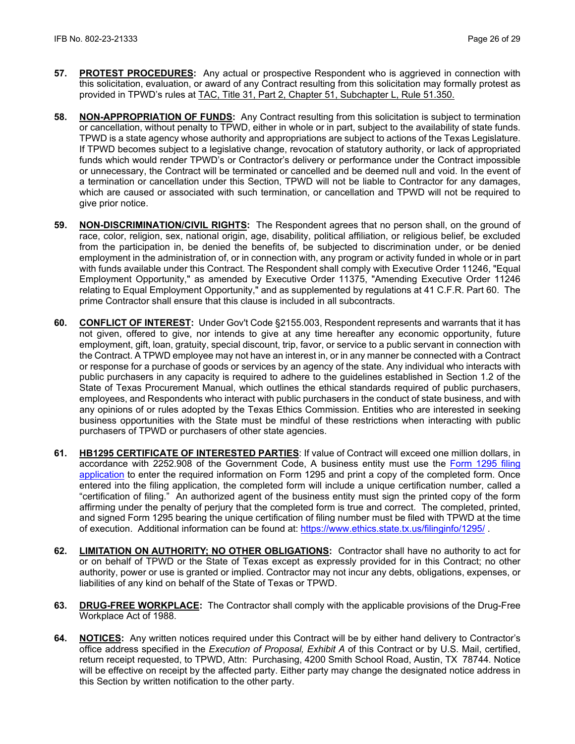**57. PROTEST PROCEDURES:** Any actual or prospective Respondent who is aggrieved in connection with this solicitation, evaluation, or award of any Contract resulting from this solicitation may formally protest as provided in TPWD's rules at TAC, Title 31, Part 2, Chapter 51, Subchapter L, Rule 51.350.

**58. NON-APPROPRIATION OF FUNDS:** Any Contract resulting from this solicitation is subject to termination or cancellation, without penalty to TPWD, either in whole or in part, subject to the availability of state funds. TPWD is a state agency whose authority and appropriations are subject to actions of the Texas Legislature. If TPWD becomes subject to a legislative change, revocation of statutory authority, or lack of appropriated funds which would render TPWD's or Contractor's delivery or performance under the Contract impossible or unnecessary, the Contract will be terminated or cancelled and be deemed null and void. In the event of a termination or cancellation under this Section, TPWD will not be liable to Contractor for any damages, which are caused or associated with such termination, or cancellation and TPWD will not be required to give prior notice.

**59. NON-DISCRIMINATION/CIVIL RIGHTS:** The Respondent agrees that no person shall, on the ground of race, color, religion, sex, national origin, age, disability, political affiliation, or religious belief, be excluded from the participation in, be denied the benefits of, be subjected to discrimination under, or be denied employment in the administration of, or in connection with, any program or activity funded in whole or in part with funds available under this Contract. The Respondent shall comply with Executive Order 11246, "Equal Employment Opportunity," as amended by Executive Order 11375, "Amending Executive Order 11246 relating to Equal Employment Opportunity," and as supplemented by regulations at 41 C.F.R. Part 60. The prime Contractor shall ensure that this clause is included in all subcontracts.

**60. CONFLICT OF INTEREST:** Under Gov't Code §2155.003, Respondent represents and warrants that it has not given, offered to give, nor intends to give at any time hereafter any economic opportunity, future employment, gift, loan, gratuity, special discount, trip, favor, or service to a public servant in connection with the Contract. A TPWD employee may not have an interest in, or in any manner be connected with a Contract or response for a purchase of goods or services by an agency of the state. Any individual who interacts with public purchasers in any capacity is required to adhere to the guidelines established in Section 1.2 of the State of Texas Procurement Manual, which outlines the ethical standards required of public purchasers, employees, and Respondents who interact with public purchasers in the conduct of state business, and with any opinions of or rules adopted by the Texas Ethics Commission. Entities who are interested in seeking business opportunities with the State must be mindful of these restrictions when interacting with public purchasers of TPWD or purchasers of other state agencies.

**61. HB1295 CERTIFICATE OF INTERESTED PARTIES**: If value of Contract will exceed one million dollars, in accordance with 2252.908 of the Government Code, A business entity must use the Form 1295 filing application to enter the required information on Form 1295 and print a copy of the completed form. Once entered into the filing application, the completed form will include a unique certification number, called a "certification of filing." An authorized agent of the business entity must sign the printed copy of the form affirming under the penalty of perjury that the completed form is true and correct. The completed, printed, and signed Form 1295 bearing the unique certification of filing number must be filed with TPWD at the time of execution. Additional information can be found at: https://www.ethics.state.tx.us/filinginfo/1295/ .

**62. LIMITATION ON AUTHORITY; NO OTHER OBLIGATIONS:** Contractor shall have no authority to act for or on behalf of TPWD or the State of Texas except as expressly provided for in this Contract; no other authority, power or use is granted or implied. Contractor may not incur any debts, obligations, expenses, or liabilities of any kind on behalf of the State of Texas or TPWD.

**63. DRUG-FREE WORKPLACE:** The Contractor shall comply with the applicable provisions of the Drug-Free Workplace Act of 1988.

**64. NOTICES:** Any written notices required under this Contract will be by either hand delivery to Contractor's office address specified in the *Execution of Proposal, Exhibit A* of this Contract or by U.S. Mail, certified, return receipt requested, to TPWD, Attn: Purchasing, 4200 Smith School Road, Austin, TX 78744. Notice will be effective on receipt by the affected party. Either party may change the designated notice address in this Section by written notification to the other party.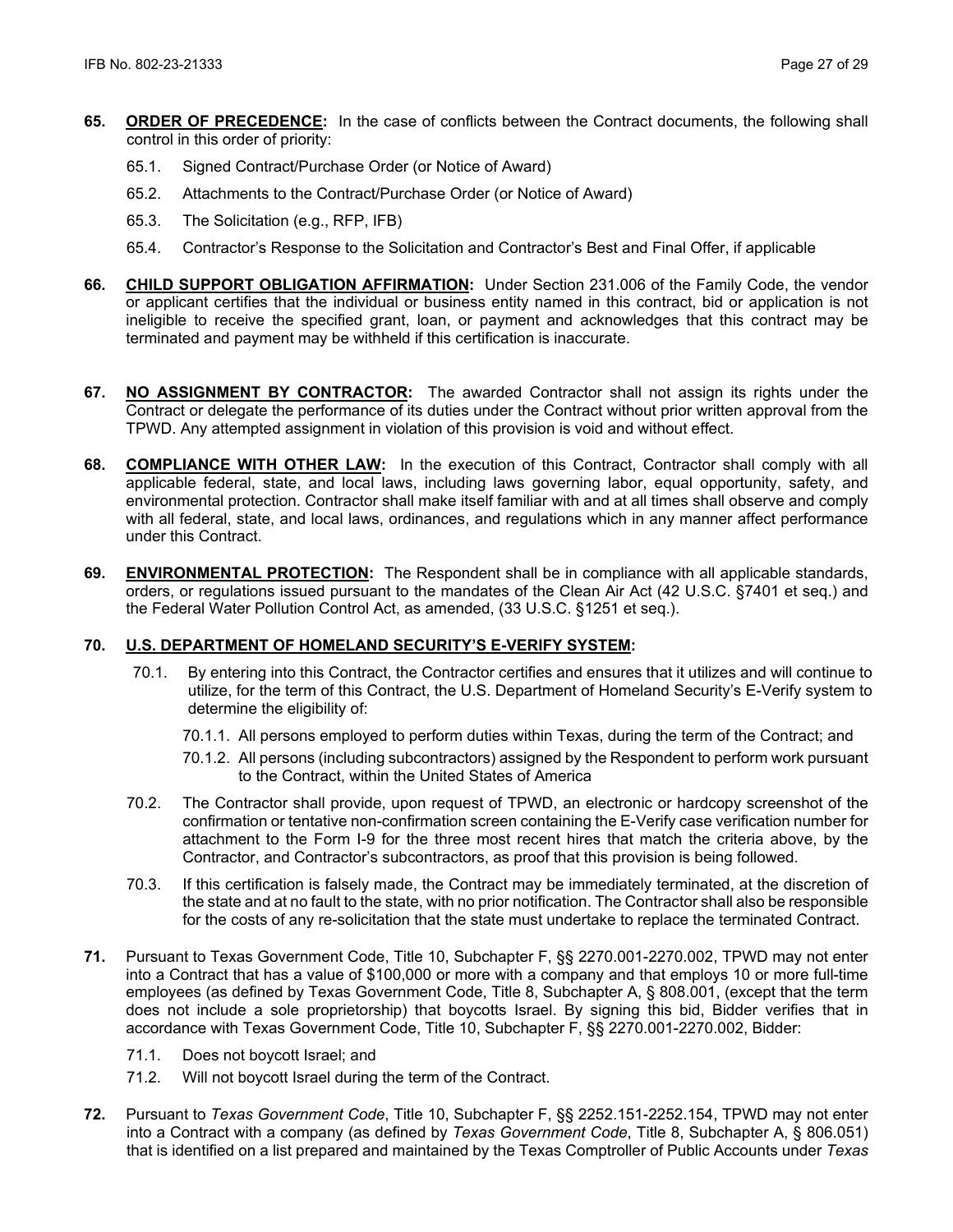**65. <u>ORDER OF PRECEDENCE</u>:** In the case of conflicts between the Contract documents, the following shall control in this order of priority:

65.1. Signed Contract/Purchase Order (or Notice of Award)

65.2. Attachments to the Contract/Purchase Order (or Notice of Award)

65.3. The Solicitation (e.g., RFP, IFB)

65.4. Contractor's Response to the Solicitation and Contractor's Best and Final Offer, if applicable

**66. <u>CHILD SUPPORT OBLIGATION AFFIRMATION</u>:** Under Section 231.006 of the Family Code, the vendor or applicant certifies that the individual or business entity named in this contract, bid or application is not ineligible to receive the specified grant, loan, or payment and acknowledges that this contract may be terminated and payment may be withheld if this certification is inaccurate.

**67. <u>NO ASSIGNMENT BY CONTRACTOR</u>:** The awarded Contractor shall not assign its rights under the Contract or delegate the performance of its duties under the Contract without prior written approval from the TPWD. Any attempted assignment in violation of this provision is void and without effect.

**68. <u>COMPLIANCE WITH OTHER LAW</u>:** In the execution of this Contract, Contractor shall comply with all applicable federal, state, and local laws, including laws governing labor, equal opportunity, safety, and environmental protection. Contractor shall make itself familiar with and at all times shall observe and comply with all federal, state, and local laws, ordinances, and regulations which in any manner affect performance under this Contract.

**69. <u>ENVIRONMENTAL PROTECTION</u>:** The Respondent shall be in compliance with all applicable standards, orders, or regulations issued pursuant to the mandates of the Clean Air Act (42 U.S.C. §7401 et seq.) and the Federal Water Pollution Control Act, as amended, (33 U.S.C. §1251 et seq.).

**70. <u>U.S. DEPARTMENT OF HOMELAND SECURITY'S E-VERIFY SYSTEM</u>:**

70.1. By entering into this Contract, the Contractor certifies and ensures that it utilizes and will continue to utilize, for the term of this Contract, the U.S. Department of Homeland Security's E-Verify system to determine the eligibility of:

70.1.1. All persons employed to perform duties within Texas, during the term of the Contract; and

70.1.2. All persons (including subcontractors) assigned by the Respondent to perform work pursuant to the Contract, within the United States of America

70.2. The Contractor shall provide, upon request of TPWD, an electronic or hardcopy screenshot of the confirmation or tentative non-confirmation screen containing the E-Verify case verification number for attachment to the Form I-9 for the three most recent hires that match the criteria above, by the Contractor, and Contractor's subcontractors, as proof that this provision is being followed.

70.3. If this certification is falsely made, the Contract may be immediately terminated, at the discretion of the state and at no fault to the state, with no prior notification. The Contractor shall also be responsible for the costs of any re-solicitation that the state must undertake to replace the terminated Contract.

**71.** Pursuant to Texas Government Code, Title 10, Subchapter F, §§ 2270.001-2270.002, TPWD may not enter into a Contract that has a value of $100,000 or more with a company and that employs 10 or more full-time employees (as defined by Texas Government Code, Title 8, Subchapter A, § 808.001, (except that the term does not include a sole proprietorship) that boycotts Israel. By signing this bid, Bidder verifies that in accordance with Texas Government Code, Title 10, Subchapter F, §§ 2270.001-2270.002, Bidder:

71.1. Does not boycott Israel; and

71.2. Will not boycott Israel during the term of the Contract.

**72.** Pursuant to *Texas Government Code*, Title 10, Subchapter F, §§ 2252.151-2252.154, TPWD may not enter into a Contract with a company (as defined by *Texas Government Code*, Title 8, Subchapter A, § 806.051) that is identified on a list prepared and maintained by the Texas Comptroller of Public Accounts under *Texas*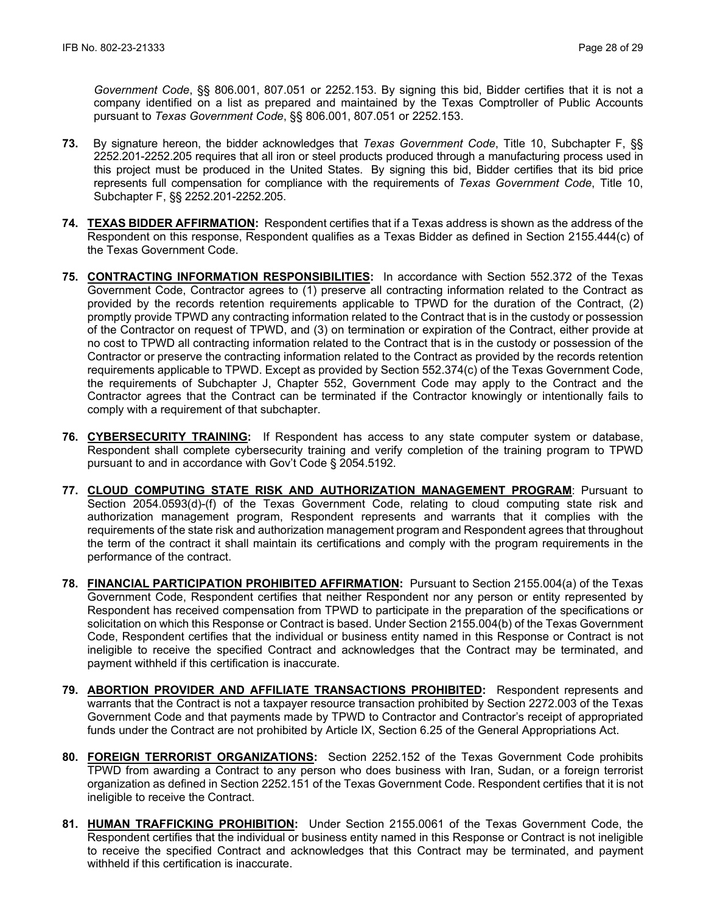*Government Code*, §§ 806.001, 807.051 or 2252.153. By signing this bid, Bidder certifies that it is not a company identified on a list as prepared and maintained by the Texas Comptroller of Public Accounts pursuant to *Texas Government Code*, §§ 806.001, 807.051 or 2252.153.

**73.** By signature hereon, the bidder acknowledges that *Texas Government Code*, Title 10, Subchapter F, §§ 2252.201-2252.205 requires that all iron or steel products produced through a manufacturing process used in this project must be produced in the United States. By signing this bid, Bidder certifies that its bid price represents full compensation for compliance with the requirements of *Texas Government Code*, Title 10, Subchapter F, §§ 2252.201-2252.205.

**74. TEXAS BIDDER AFFIRMATION:** Respondent certifies that if a Texas address is shown as the address of the Respondent on this response, Respondent qualifies as a Texas Bidder as defined in Section 2155.444(c) of the Texas Government Code.

**75. CONTRACTING INFORMATION RESPONSIBILITIES:** In accordance with Section 552.372 of the Texas Government Code, Contractor agrees to (1) preserve all contracting information related to the Contract as provided by the records retention requirements applicable to TPWD for the duration of the Contract, (2) promptly provide TPWD any contracting information related to the Contract that is in the custody or possession of the Contractor on request of TPWD, and (3) on termination or expiration of the Contract, either provide at no cost to TPWD all contracting information related to the Contract that is in the custody or possession of the Contractor or preserve the contracting information related to the Contract as provided by the records retention requirements applicable to TPWD. Except as provided by Section 552.374(c) of the Texas Government Code, the requirements of Subchapter J, Chapter 552, Government Code may apply to the Contract and the Contractor agrees that the Contract can be terminated if the Contractor knowingly or intentionally fails to comply with a requirement of that subchapter.

**76. CYBERSECURITY TRAINING:** If Respondent has access to any state computer system or database, Respondent shall complete cybersecurity training and verify completion of the training program to TPWD pursuant to and in accordance with Gov't Code § 2054.5192.

**77. CLOUD COMPUTING STATE RISK AND AUTHORIZATION MANAGEMENT PROGRAM**: Pursuant to Section 2054.0593(d)-(f) of the Texas Government Code, relating to cloud computing state risk and authorization management program, Respondent represents and warrants that it complies with the requirements of the state risk and authorization management program and Respondent agrees that throughout the term of the contract it shall maintain its certifications and comply with the program requirements in the performance of the contract.

**78. FINANCIAL PARTICIPATION PROHIBITED AFFIRMATION:** Pursuant to Section 2155.004(a) of the Texas Government Code, Respondent certifies that neither Respondent nor any person or entity represented by Respondent has received compensation from TPWD to participate in the preparation of the specifications or solicitation on which this Response or Contract is based. Under Section 2155.004(b) of the Texas Government Code, Respondent certifies that the individual or business entity named in this Response or Contract is not ineligible to receive the specified Contract and acknowledges that the Contract may be terminated, and payment withheld if this certification is inaccurate.

**79. ABORTION PROVIDER AND AFFILIATE TRANSACTIONS PROHIBITED:** Respondent represents and warrants that the Contract is not a taxpayer resource transaction prohibited by Section 2272.003 of the Texas Government Code and that payments made by TPWD to Contractor and Contractor's receipt of appropriated funds under the Contract are not prohibited by Article IX, Section 6.25 of the General Appropriations Act.

**80. FOREIGN TERRORIST ORGANIZATIONS:** Section 2252.152 of the Texas Government Code prohibits TPWD from awarding a Contract to any person who does business with Iran, Sudan, or a foreign terrorist organization as defined in Section 2252.151 of the Texas Government Code. Respondent certifies that it is not ineligible to receive the Contract.

**81. HUMAN TRAFFICKING PROHIBITION:** Under Section 2155.0061 of the Texas Government Code, the Respondent certifies that the individual or business entity named in this Response or Contract is not ineligible to receive the specified Contract and acknowledges that this Contract may be terminated, and payment withheld if this certification is inaccurate.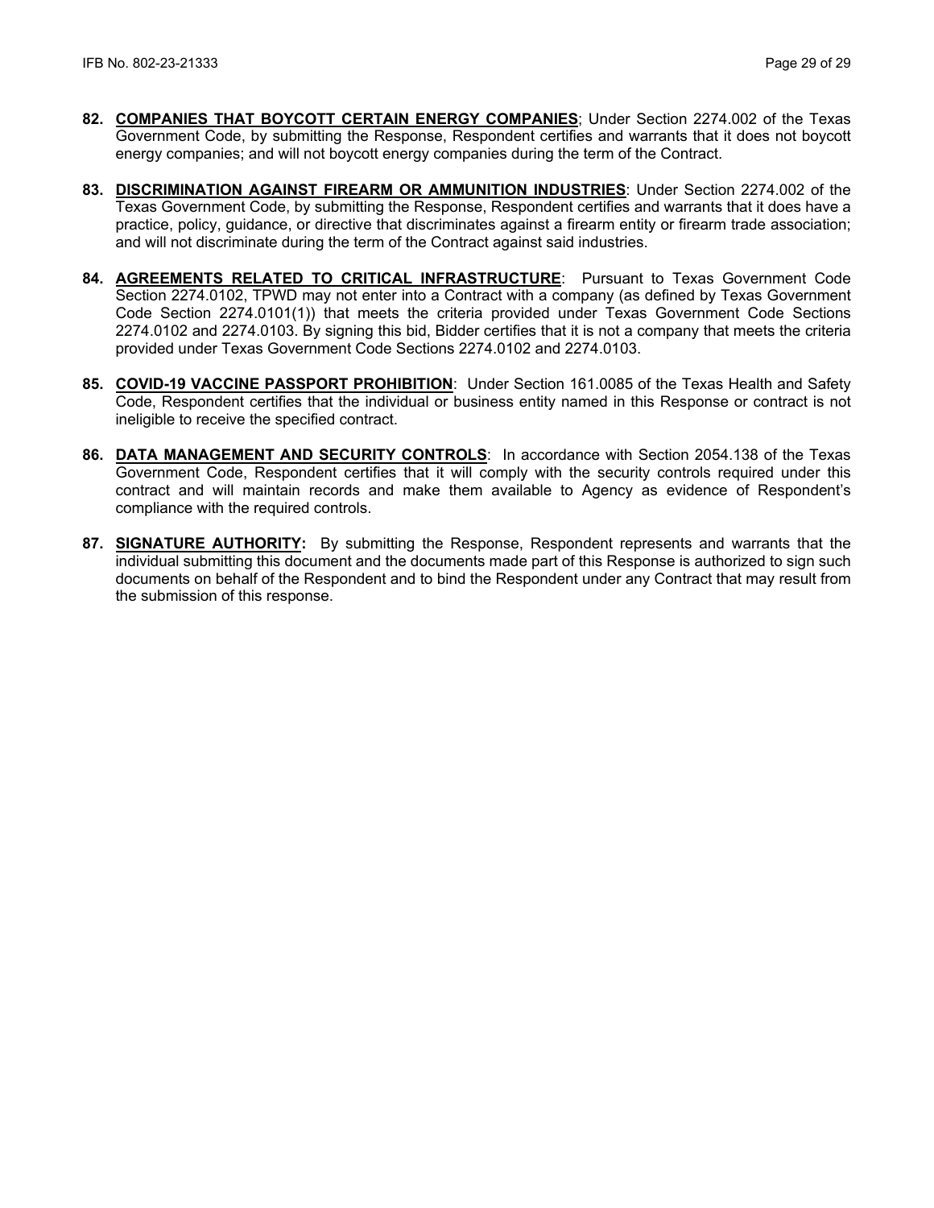82. **<u>COMPANIES THAT BOYCOTT CERTAIN ENERGY COMPANIES</u>**; Under Section 2274.002 of the Texas Government Code, by submitting the Response, Respondent certifies and warrants that it does not boycott energy companies; and will not boycott energy companies during the term of the Contract.

83. **<u>DISCRIMINATION AGAINST FIREARM OR AMMUNITION INDUSTRIES</u>**: Under Section 2274.002 of the Texas Government Code, by submitting the Response, Respondent certifies and warrants that it does have a practice, policy, guidance, or directive that discriminates against a firearm entity or firearm trade association; and will not discriminate during the term of the Contract against said industries.

84. **<u>AGREEMENTS RELATED TO CRITICAL INFRASTRUCTURE</u>**: Pursuant to Texas Government Code Section 2274.0102, TPWD may not enter into a Contract with a company (as defined by Texas Government Code Section 2274.0101(1)) that meets the criteria provided under Texas Government Code Sections 2274.0102 and 2274.0103. By signing this bid, Bidder certifies that it is not a company that meets the criteria provided under Texas Government Code Sections 2274.0102 and 2274.0103.

85. **<u>COVID-19 VACCINE PASSPORT PROHIBITION</u>**: Under Section 161.0085 of the Texas Health and Safety Code, Respondent certifies that the individual or business entity named in this Response or contract is not ineligible to receive the specified contract.

86. **<u>DATA MANAGEMENT AND SECURITY CONTROLS</u>**: In accordance with Section 2054.138 of the Texas Government Code, Respondent certifies that it will comply with the security controls required under this contract and will maintain records and make them available to Agency as evidence of Respondent's compliance with the required controls.

87. **<u>SIGNATURE AUTHORITY</u>:** By submitting the Response, Respondent represents and warrants that the individual submitting this document and the documents made part of this Response is authorized to sign such documents on behalf of the Respondent and to bind the Respondent under any Contract that may result from the submission of this response.